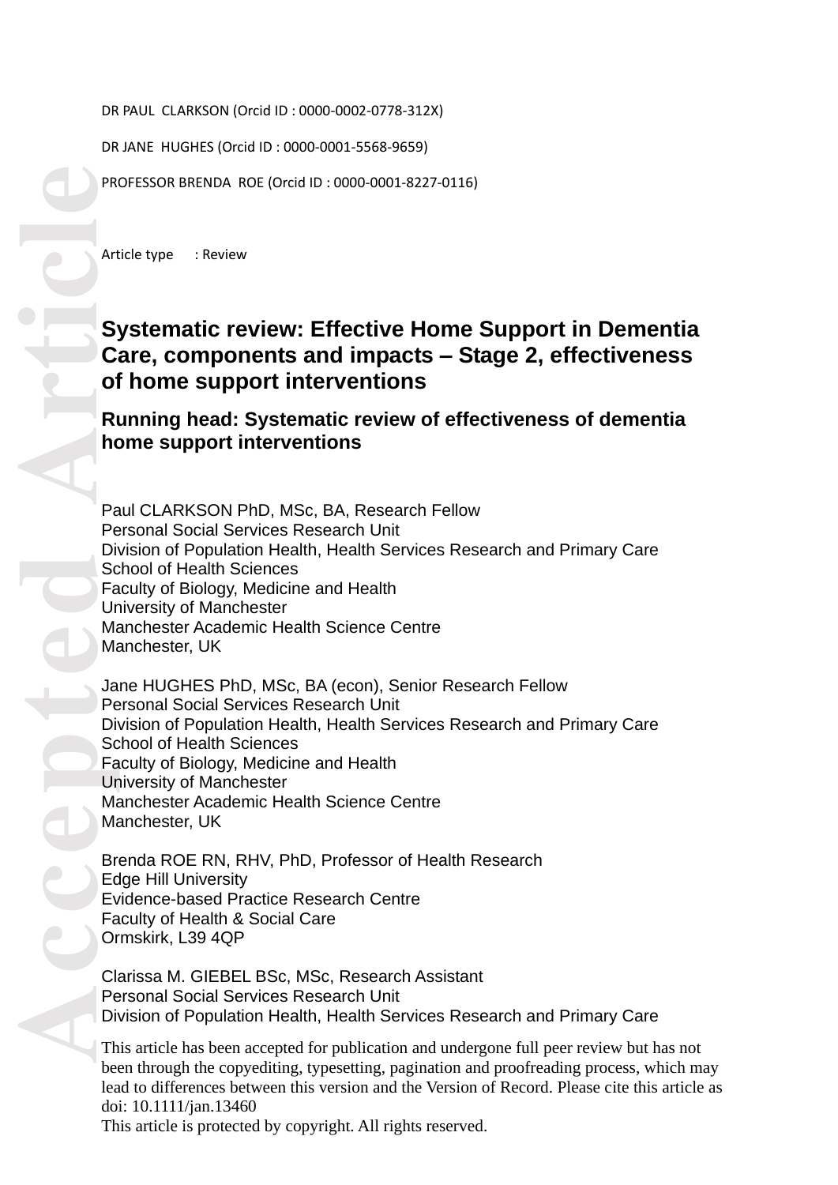DR PAUL CLARKSON (Orcid ID : 0000-0002-0778-312X)

DR JANE HUGHES (Orcid ID : 0000-0001-5568-9659)

PROFESSOR BRENDA ROE (Orcid ID : 0000-0001-8227-0116)

Article type : Review

# Systematic review: Effective Home Support in Dementia Care, components and impacts – Stage 2, effectiveness of home support interventions

## Running head: Systematic review of effectiveness of dementia home support interventions

Paul CLARKSON PhD, MSc, BA, Research Fellow
Personal Social Services Research Unit
Division of Population Health, Health Services Research and Primary Care
School of Health Sciences
Faculty of Biology, Medicine and Health
University of Manchester
Manchester Academic Health Science Centre
Manchester, UK

Jane HUGHES PhD, MSc, BA (econ), Senior Research Fellow
Personal Social Services Research Unit
Division of Population Health, Health Services Research and Primary Care
School of Health Sciences
Faculty of Biology, Medicine and Health
University of Manchester
Manchester Academic Health Science Centre
Manchester, UK

Brenda ROE RN, RHV, PhD, Professor of Health Research
Edge Hill University
Evidence-based Practice Research Centre
Faculty of Health & Social Care
Ormskirk, L39 4QP

Clarissa M. GIEBEL BSc, MSc, Research Assistant
Personal Social Services Research Unit
Division of Population Health, Health Services Research and Primary Care

This article has been accepted for publication and undergone full peer review but has not been through the copyediting, typesetting, pagination and proofreading process, which may lead to differences between this version and the Version of Record. Please cite this article as doi: 10.1111/jan.13460
This article is protected by copyright. All rights reserved.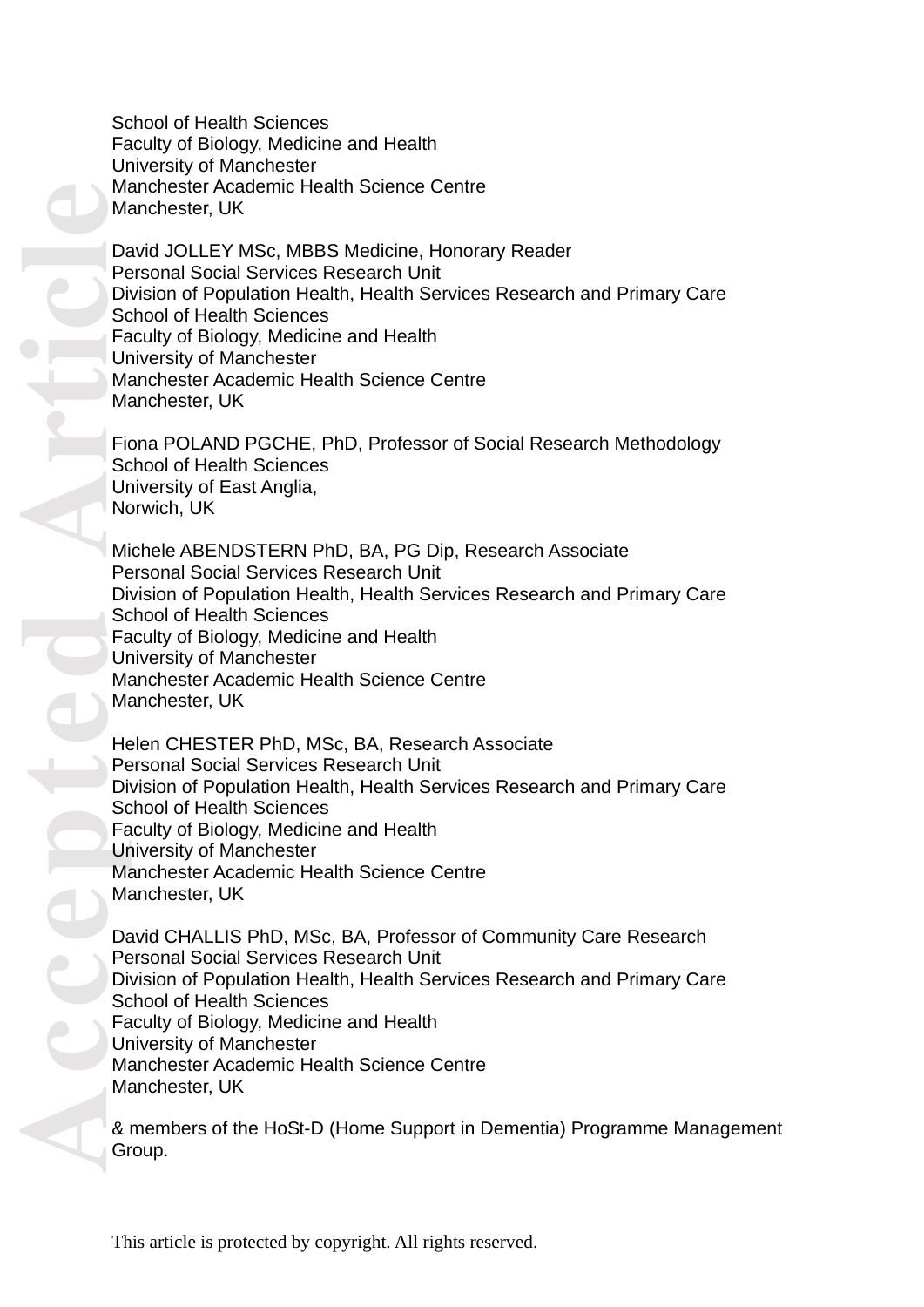School of Health Sciences
Faculty of Biology, Medicine and Health
University of Manchester
Manchester Academic Health Science Centre
Manchester, UK

David JOLLEY MSc, MBBS Medicine, Honorary Reader
Personal Social Services Research Unit
Division of Population Health, Health Services Research and Primary Care
School of Health Sciences
Faculty of Biology, Medicine and Health
University of Manchester
Manchester Academic Health Science Centre
Manchester, UK

Fiona POLAND PGCHE, PhD, Professor of Social Research Methodology
School of Health Sciences
University of East Anglia,
Norwich, UK

Michele ABENDSTERN PhD, BA, PG Dip, Research Associate
Personal Social Services Research Unit
Division of Population Health, Health Services Research and Primary Care
School of Health Sciences
Faculty of Biology, Medicine and Health
University of Manchester
Manchester Academic Health Science Centre
Manchester, UK

Helen CHESTER PhD, MSc, BA, Research Associate
Personal Social Services Research Unit
Division of Population Health, Health Services Research and Primary Care
School of Health Sciences
Faculty of Biology, Medicine and Health
University of Manchester
Manchester Academic Health Science Centre
Manchester, UK

David CHALLIS PhD, MSc, BA, Professor of Community Care Research
Personal Social Services Research Unit
Division of Population Health, Health Services Research and Primary Care
School of Health Sciences
Faculty of Biology, Medicine and Health
University of Manchester
Manchester Academic Health Science Centre
Manchester, UK

& members of the HoSt-D (Home Support in Dementia) Programme Management Group.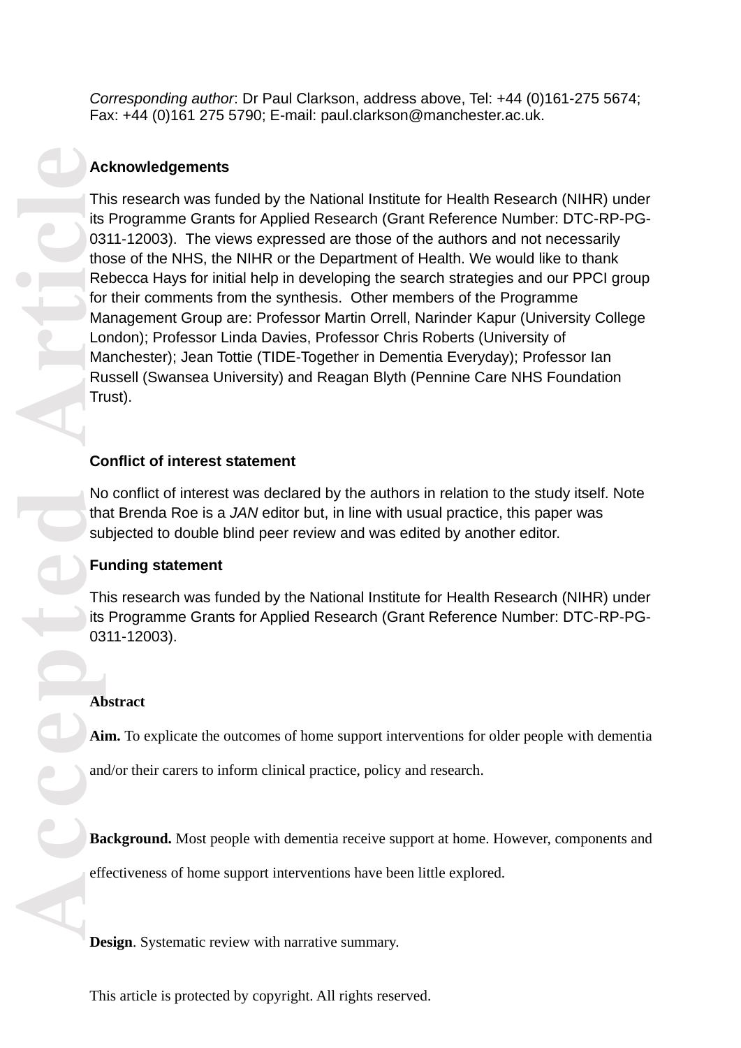*Corresponding author*: Dr Paul Clarkson, address above, Tel: +44 (0)161-275 5674; Fax: +44 (0)161 275 5790; E-mail: paul.clarkson@manchester.ac.uk.

## Acknowledgements

This research was funded by the National Institute for Health Research (NIHR) under its Programme Grants for Applied Research (Grant Reference Number: DTC-RP-PG-0311-12003). The views expressed are those of the authors and not necessarily those of the NHS, the NIHR or the Department of Health. We would like to thank Rebecca Hays for initial help in developing the search strategies and our PPCI group for their comments from the synthesis. Other members of the Programme Management Group are: Professor Martin Orrell, Narinder Kapur (University College London); Professor Linda Davies, Professor Chris Roberts (University of Manchester); Jean Tottie (TIDE-Together in Dementia Everyday); Professor Ian Russell (Swansea University) and Reagan Blyth (Pennine Care NHS Foundation Trust).

## Conflict of interest statement

No conflict of interest was declared by the authors in relation to the study itself. Note that Brenda Roe is a *JAN* editor but, in line with usual practice, this paper was subjected to double blind peer review and was edited by another editor.

## Funding statement

This research was funded by the National Institute for Health Research (NIHR) under its Programme Grants for Applied Research (Grant Reference Number: DTC-RP-PG-0311-12003).

## Abstract

**Aim.** To explicate the outcomes of home support interventions for older people with dementia and/or their carers to inform clinical practice, policy and research.

**Background.** Most people with dementia receive support at home. However, components and effectiveness of home support interventions have been little explored.

**Design**. Systematic review with narrative summary.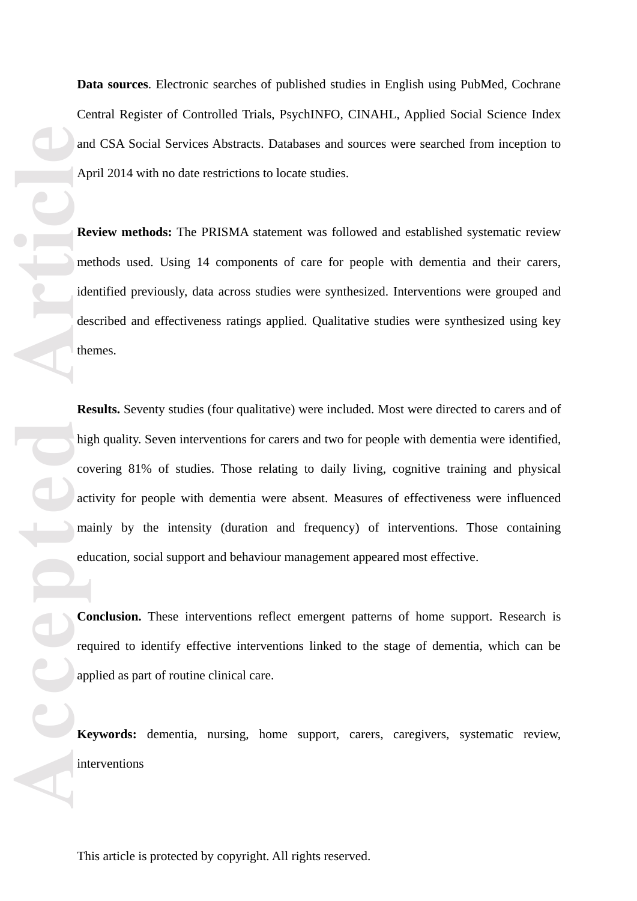**Data sources**. Electronic searches of published studies in English using PubMed, Cochrane Central Register of Controlled Trials, PsychINFO, CINAHL, Applied Social Science Index and CSA Social Services Abstracts. Databases and sources were searched from inception to April 2014 with no date restrictions to locate studies.

**Review methods:** The PRISMA statement was followed and established systematic review methods used. Using 14 components of care for people with dementia and their carers, identified previously, data across studies were synthesized. Interventions were grouped and described and effectiveness ratings applied. Qualitative studies were synthesized using key themes.

**Results.** Seventy studies (four qualitative) were included. Most were directed to carers and of high quality. Seven interventions for carers and two for people with dementia were identified, covering 81% of studies. Those relating to daily living, cognitive training and physical activity for people with dementia were absent. Measures of effectiveness were influenced mainly by the intensity (duration and frequency) of interventions. Those containing education, social support and behaviour management appeared most effective.

**Conclusion.** These interventions reflect emergent patterns of home support. Research is required to identify effective interventions linked to the stage of dementia, which can be applied as part of routine clinical care.

**Keywords:** dementia, nursing, home support, carers, caregivers, systematic review, interventions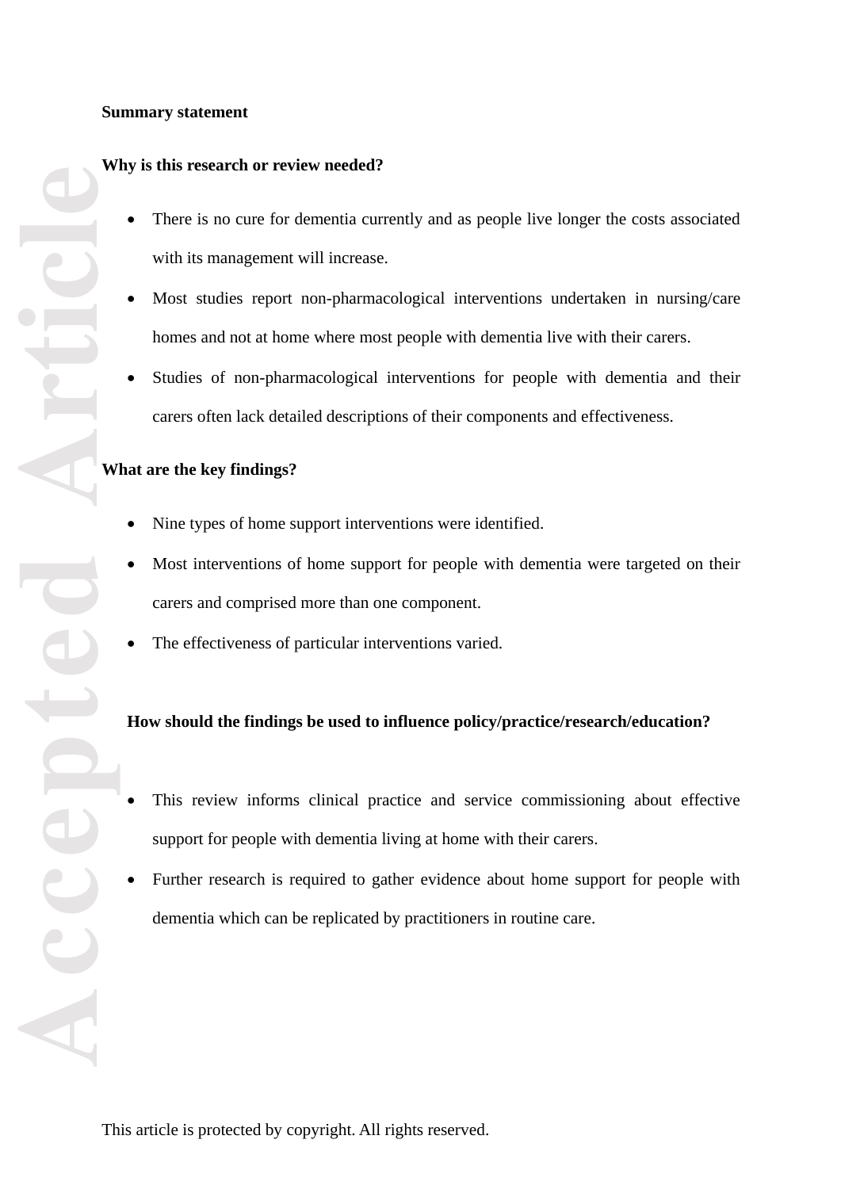**Summary statement**

**Why is this research or review needed?**

- There is no cure for dementia currently and as people live longer the costs associated with its management will increase.
- Most studies report non-pharmacological interventions undertaken in nursing/care homes and not at home where most people with dementia live with their carers.
- Studies of non-pharmacological interventions for people with dementia and their carers often lack detailed descriptions of their components and effectiveness.

**What are the key findings?**

- Nine types of home support interventions were identified.
- Most interventions of home support for people with dementia were targeted on their carers and comprised more than one component.
- The effectiveness of particular interventions varied.

**How should the findings be used to influence policy/practice/research/education?**

- This review informs clinical practice and service commissioning about effective support for people with dementia living at home with their carers.
- Further research is required to gather evidence about home support for people with dementia which can be replicated by practitioners in routine care.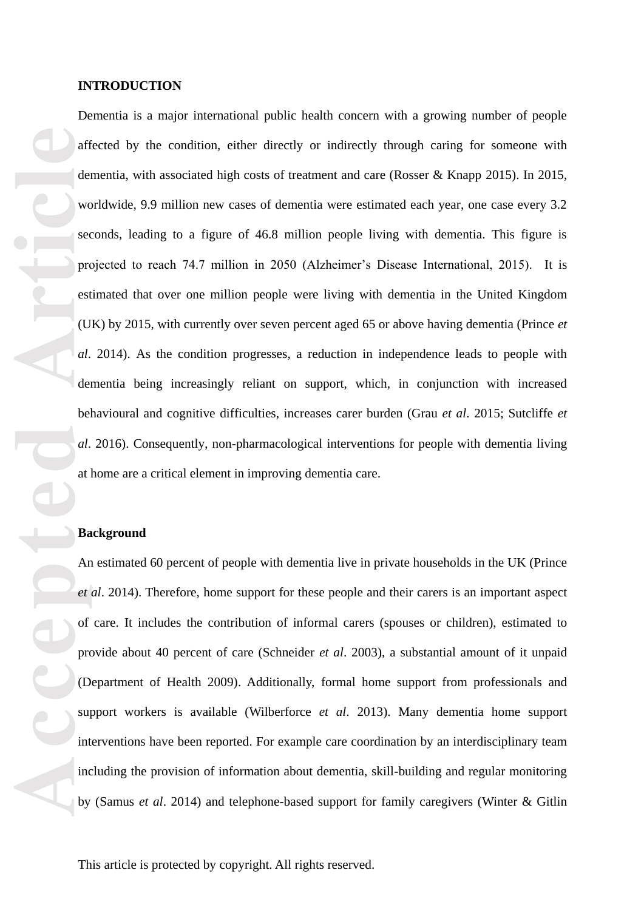## INTRODUCTION

Dementia is a major international public health concern with a growing number of people affected by the condition, either directly or indirectly through caring for someone with dementia, with associated high costs of treatment and care (Rosser & Knapp 2015). In 2015, worldwide, 9.9 million new cases of dementia were estimated each year, one case every 3.2 seconds, leading to a figure of 46.8 million people living with dementia. This figure is projected to reach 74.7 million in 2050 (Alzheimer's Disease International, 2015). It is estimated that over one million people were living with dementia in the United Kingdom (UK) by 2015, with currently over seven percent aged 65 or above having dementia (Prince *et al*. 2014). As the condition progresses, a reduction in independence leads to people with dementia being increasingly reliant on support, which, in conjunction with increased behavioural and cognitive difficulties, increases carer burden (Grau *et al*. 2015; Sutcliffe *et al*. 2016). Consequently, non-pharmacological interventions for people with dementia living at home are a critical element in improving dementia care.

### Background

An estimated 60 percent of people with dementia live in private households in the UK (Prince *et al*. 2014). Therefore, home support for these people and their carers is an important aspect of care. It includes the contribution of informal carers (spouses or children), estimated to provide about 40 percent of care (Schneider *et al*. 2003), a substantial amount of it unpaid (Department of Health 2009). Additionally, formal home support from professionals and support workers is available (Wilberforce *et al*. 2013). Many dementia home support interventions have been reported. For example care coordination by an interdisciplinary team including the provision of information about dementia, skill-building and regular monitoring by (Samus *et al*. 2014) and telephone-based support for family caregivers (Winter & Gitlin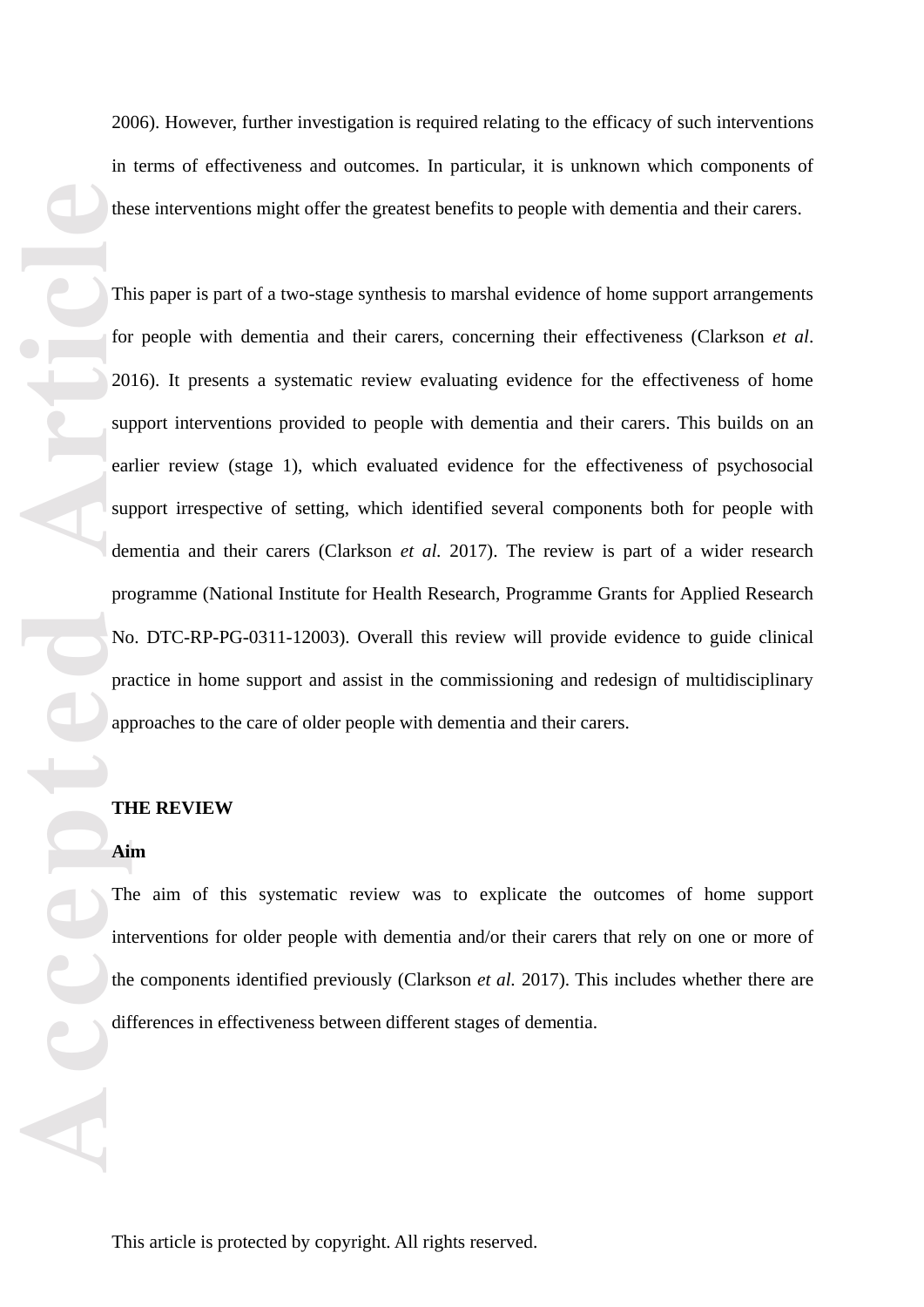2006). However, further investigation is required relating to the efficacy of such interventions in terms of effectiveness and outcomes. In particular, it is unknown which components of these interventions might offer the greatest benefits to people with dementia and their carers.

This paper is part of a two-stage synthesis to marshal evidence of home support arrangements for people with dementia and their carers, concerning their effectiveness (Clarkson *et al*. 2016). It presents a systematic review evaluating evidence for the effectiveness of home support interventions provided to people with dementia and their carers. This builds on an earlier review (stage 1), which evaluated evidence for the effectiveness of psychosocial support irrespective of setting, which identified several components both for people with dementia and their carers (Clarkson *et al.* 2017). The review is part of a wider research programme (National Institute for Health Research, Programme Grants for Applied Research No. DTC-RP-PG-0311-12003). Overall this review will provide evidence to guide clinical practice in home support and assist in the commissioning and redesign of multidisciplinary approaches to the care of older people with dementia and their carers.

## THE REVIEW

### Aim

The aim of this systematic review was to explicate the outcomes of home support interventions for older people with dementia and/or their carers that rely on one or more of the components identified previously (Clarkson *et al.* 2017). This includes whether there are differences in effectiveness between different stages of dementia.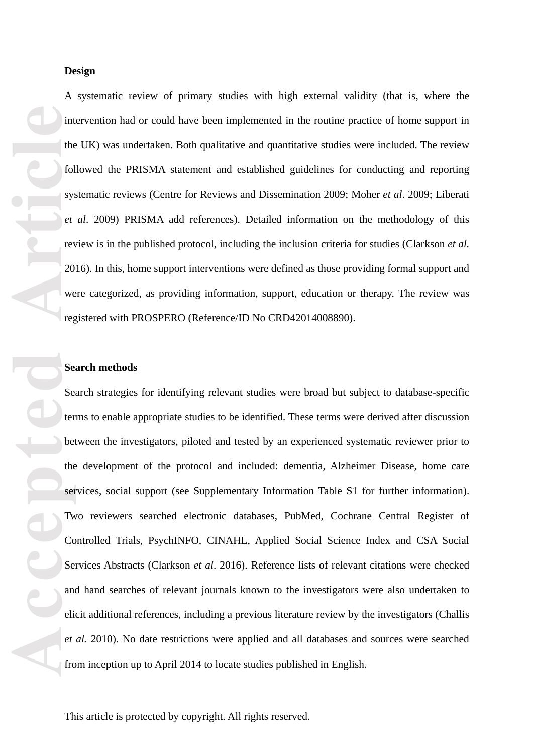**Design**

A systematic review of primary studies with high external validity (that is, where the intervention had or could have been implemented in the routine practice of home support in the UK) was undertaken. Both qualitative and quantitative studies were included. The review followed the PRISMA statement and established guidelines for conducting and reporting systematic reviews (Centre for Reviews and Dissemination 2009; Moher *et al*. 2009; Liberati *et al*. 2009) PRISMA add references). Detailed information on the methodology of this review is in the published protocol, including the inclusion criteria for studies (Clarkson *et al.* 2016). In this, home support interventions were defined as those providing formal support and were categorized, as providing information, support, education or therapy. The review was registered with PROSPERO (Reference/ID No CRD42014008890).

**Search methods**

Search strategies for identifying relevant studies were broad but subject to database-specific terms to enable appropriate studies to be identified. These terms were derived after discussion between the investigators, piloted and tested by an experienced systematic reviewer prior to the development of the protocol and included: dementia, Alzheimer Disease, home care services, social support (see Supplementary Information Table S1 for further information). Two reviewers searched electronic databases, PubMed, Cochrane Central Register of Controlled Trials, PsychINFO, CINAHL, Applied Social Science Index and CSA Social Services Abstracts (Clarkson *et al*. 2016). Reference lists of relevant citations were checked and hand searches of relevant journals known to the investigators were also undertaken to elicit additional references, including a previous literature review by the investigators (Challis *et al.* 2010). No date restrictions were applied and all databases and sources were searched from inception up to April 2014 to locate studies published in English.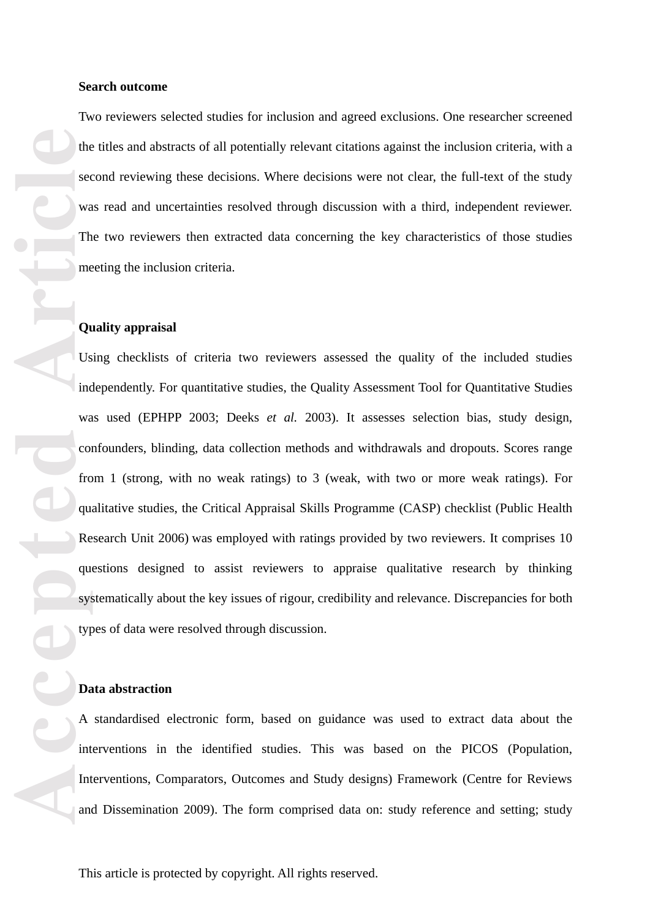### Search outcome

Two reviewers selected studies for inclusion and agreed exclusions. One researcher screened the titles and abstracts of all potentially relevant citations against the inclusion criteria, with a second reviewing these decisions. Where decisions were not clear, the full-text of the study was read and uncertainties resolved through discussion with a third, independent reviewer. The two reviewers then extracted data concerning the key characteristics of those studies meeting the inclusion criteria.

### Quality appraisal

Using checklists of criteria two reviewers assessed the quality of the included studies independently. For quantitative studies, the Quality Assessment Tool for Quantitative Studies was used (EPHPP 2003; Deeks *et al.* 2003). It assesses selection bias, study design, confounders, blinding, data collection methods and withdrawals and dropouts. Scores range from 1 (strong, with no weak ratings) to 3 (weak, with two or more weak ratings). For qualitative studies, the Critical Appraisal Skills Programme (CASP) checklist (Public Health Research Unit 2006) was employed with ratings provided by two reviewers. It comprises 10 questions designed to assist reviewers to appraise qualitative research by thinking systematically about the key issues of rigour, credibility and relevance. Discrepancies for both types of data were resolved through discussion.

### Data abstraction

A standardised electronic form, based on guidance was used to extract data about the interventions in the identified studies. This was based on the PICOS (Population, Interventions, Comparators, Outcomes and Study designs) Framework (Centre for Reviews and Dissemination 2009). The form comprised data on: study reference and setting; study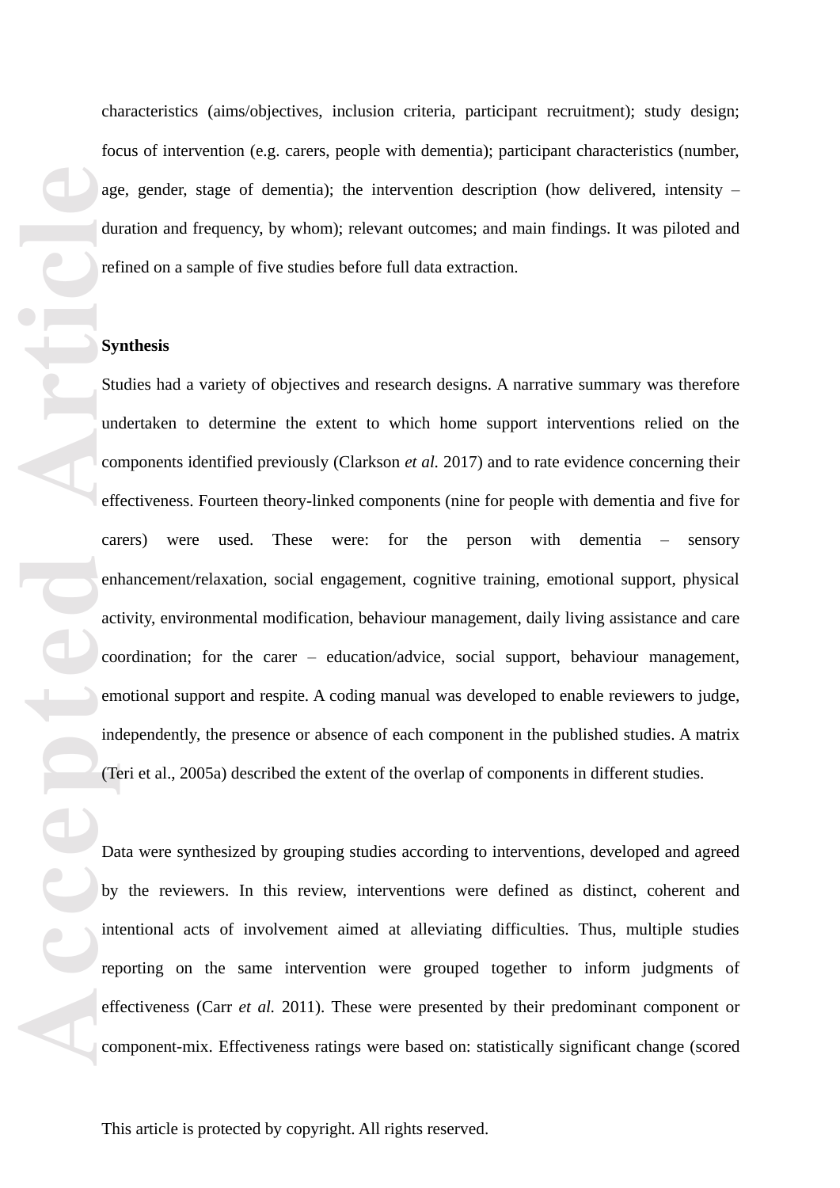characteristics (aims/objectives, inclusion criteria, participant recruitment); study design; focus of intervention (e.g. carers, people with dementia); participant characteristics (number, age, gender, stage of dementia); the intervention description (how delivered, intensity – duration and frequency, by whom); relevant outcomes; and main findings. It was piloted and refined on a sample of five studies before full data extraction.

**Synthesis**

Studies had a variety of objectives and research designs. A narrative summary was therefore undertaken to determine the extent to which home support interventions relied on the components identified previously (Clarkson *et al.* 2017) and to rate evidence concerning their effectiveness. Fourteen theory-linked components (nine for people with dementia and five for carers) were used. These were: for the person with dementia – sensory enhancement/relaxation, social engagement, cognitive training, emotional support, physical activity, environmental modification, behaviour management, daily living assistance and care coordination; for the carer – education/advice, social support, behaviour management, emotional support and respite. A coding manual was developed to enable reviewers to judge, independently, the presence or absence of each component in the published studies. A matrix (Teri et al., 2005a) described the extent of the overlap of components in different studies.

Data were synthesized by grouping studies according to interventions, developed and agreed by the reviewers. In this review, interventions were defined as distinct, coherent and intentional acts of involvement aimed at alleviating difficulties. Thus, multiple studies reporting on the same intervention were grouped together to inform judgments of effectiveness (Carr *et al.* 2011). These were presented by their predominant component or component-mix. Effectiveness ratings were based on: statistically significant change (scored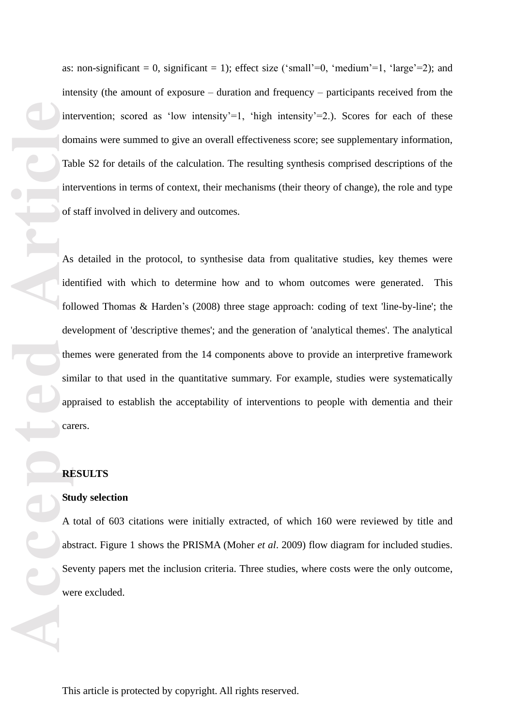as: non-significant = 0, significant = 1); effect size (‘small’=0, ‘medium’=1, ‘large’=2); and intensity (the amount of exposure – duration and frequency – participants received from the intervention; scored as ‘low intensity’=1, ‘high intensity’=2.). Scores for each of these domains were summed to give an overall effectiveness score; see supplementary information, Table S2 for details of the calculation. The resulting synthesis comprised descriptions of the interventions in terms of context, their mechanisms (their theory of change), the role and type of staff involved in delivery and outcomes.

As detailed in the protocol, to synthesise data from qualitative studies, key themes were identified with which to determine how and to whom outcomes were generated. This followed Thomas & Harden’s (2008) three stage approach: coding of text 'line-by-line'; the development of 'descriptive themes'; and the generation of 'analytical themes'. The analytical themes were generated from the 14 components above to provide an interpretive framework similar to that used in the quantitative summary. For example, studies were systematically appraised to establish the acceptability of interventions to people with dementia and their carers.

## RESULTS

### Study selection

A total of 603 citations were initially extracted, of which 160 were reviewed by title and abstract. Figure 1 shows the PRISMA (Moher *et al*. 2009) flow diagram for included studies. Seventy papers met the inclusion criteria. Three studies, where costs were the only outcome, were excluded.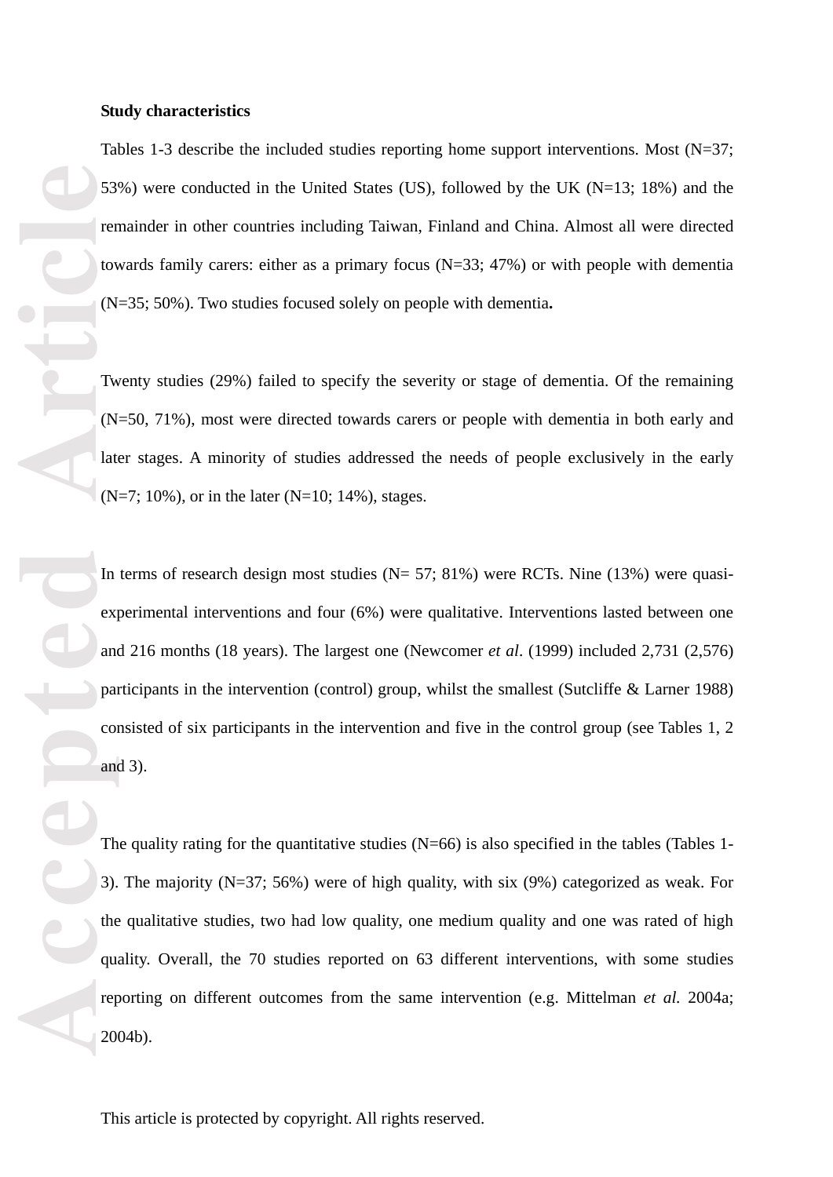**Study characteristics**

Tables 1-3 describe the included studies reporting home support interventions. Most (N=37; 53%) were conducted in the United States (US), followed by the UK (N=13; 18%) and the remainder in other countries including Taiwan, Finland and China. Almost all were directed towards family carers: either as a primary focus (N=33; 47%) or with people with dementia (N=35; 50%). Two studies focused solely on people with dementia**.**

Twenty studies (29%) failed to specify the severity or stage of dementia. Of the remaining (N=50, 71%), most were directed towards carers or people with dementia in both early and later stages. A minority of studies addressed the needs of people exclusively in the early (N=7; 10%), or in the later (N=10; 14%), stages.

In terms of research design most studies (N= 57; 81%) were RCTs. Nine (13%) were quasi-experimental interventions and four (6%) were qualitative. Interventions lasted between one and 216 months (18 years). The largest one (Newcomer *et al*. (1999) included 2,731 (2,576) participants in the intervention (control) group, whilst the smallest (Sutcliffe & Larner 1988) consisted of six participants in the intervention and five in the control group (see Tables 1, 2 and 3).

The quality rating for the quantitative studies (N=66) is also specified in the tables (Tables 1-3). The majority (N=37; 56%) were of high quality, with six (9%) categorized as weak. For the qualitative studies, two had low quality, one medium quality and one was rated of high quality. Overall, the 70 studies reported on 63 different interventions, with some studies reporting on different outcomes from the same intervention (e.g. Mittelman *et al.* 2004a; 2004b).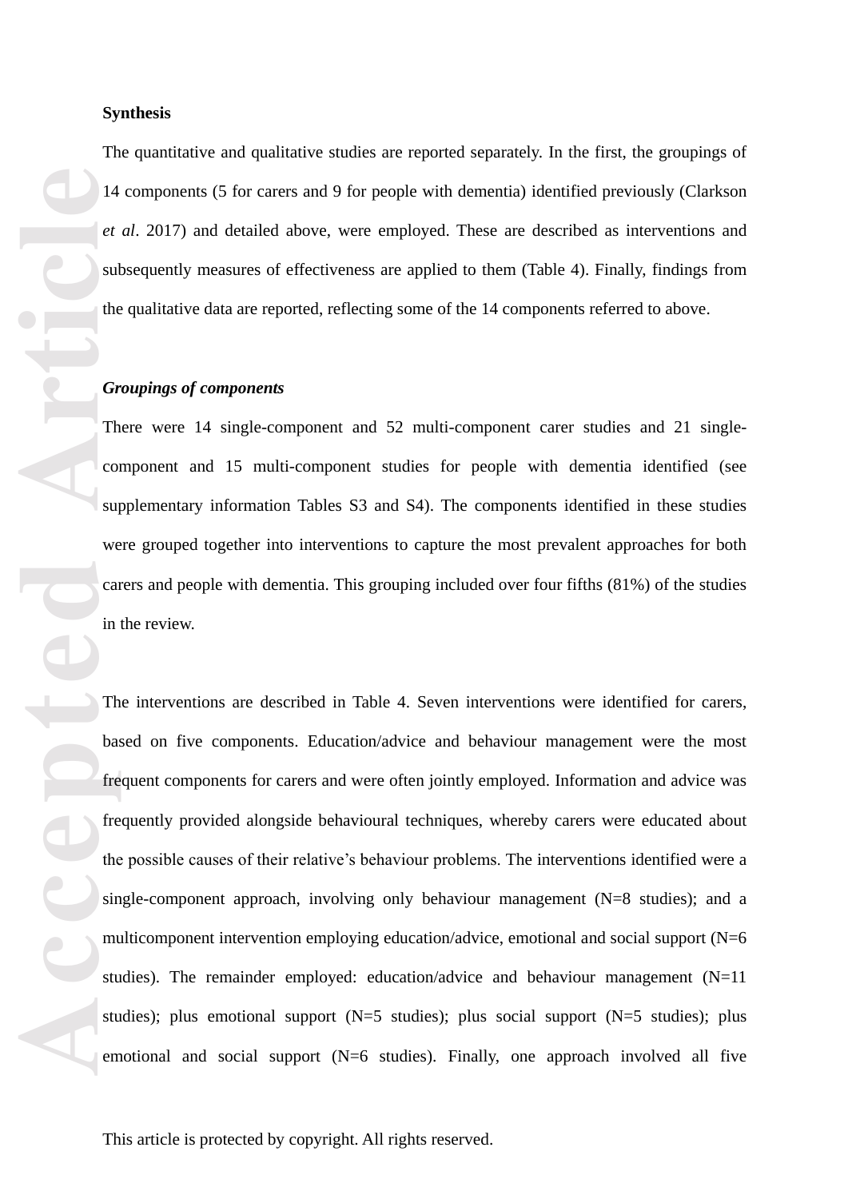**Synthesis**

The quantitative and qualitative studies are reported separately. In the first, the groupings of 14 components (5 for carers and 9 for people with dementia) identified previously (Clarkson *et al*. 2017) and detailed above, were employed. These are described as interventions and subsequently measures of effectiveness are applied to them (Table 4). Finally, findings from the qualitative data are reported, reflecting some of the 14 components referred to above.

***Groupings of components***

There were 14 single-component and 52 multi-component carer studies and 21 single-component and 15 multi-component studies for people with dementia identified (see supplementary information Tables S3 and S4). The components identified in these studies were grouped together into interventions to capture the most prevalent approaches for both carers and people with dementia. This grouping included over four fifths (81%) of the studies in the review.

The interventions are described in Table 4. Seven interventions were identified for carers, based on five components. Education/advice and behaviour management were the most frequent components for carers and were often jointly employed. Information and advice was frequently provided alongside behavioural techniques, whereby carers were educated about the possible causes of their relative's behaviour problems. The interventions identified were a single-component approach, involving only behaviour management (N=8 studies); and a multicomponent intervention employing education/advice, emotional and social support (N=6 studies). The remainder employed: education/advice and behaviour management (N=11 studies); plus emotional support (N=5 studies); plus social support (N=5 studies); plus emotional and social support (N=6 studies). Finally, one approach involved all five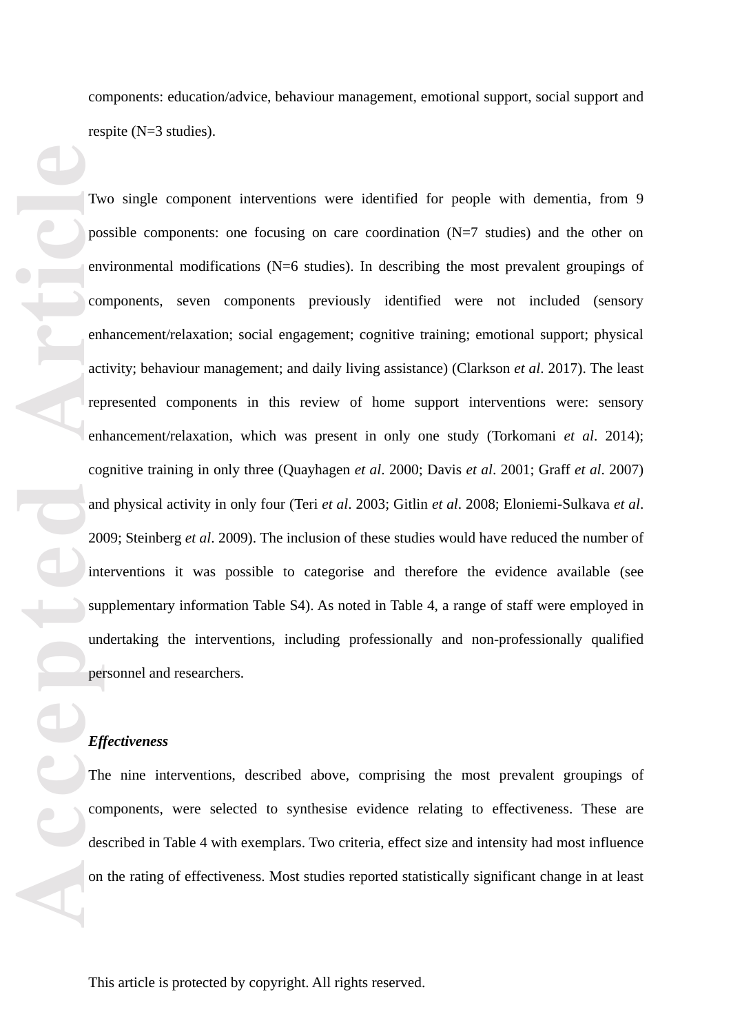components: education/advice, behaviour management, emotional support, social support and respite (N=3 studies).

Two single component interventions were identified for people with dementia, from 9 possible components: one focusing on care coordination (N=7 studies) and the other on environmental modifications (N=6 studies). In describing the most prevalent groupings of components, seven components previously identified were not included (sensory enhancement/relaxation; social engagement; cognitive training; emotional support; physical activity; behaviour management; and daily living assistance) (Clarkson *et al*. 2017). The least represented components in this review of home support interventions were: sensory enhancement/relaxation, which was present in only one study (Torkomani *et al*. 2014); cognitive training in only three (Quayhagen *et al*. 2000; Davis *et al*. 2001; Graff *et al*. 2007) and physical activity in only four (Teri *et al*. 2003; Gitlin *et al*. 2008; Eloniemi-Sulkava *et al*. 2009; Steinberg *et al*. 2009). The inclusion of these studies would have reduced the number of interventions it was possible to categorise and therefore the evidence available (see supplementary information Table S4). As noted in Table 4, a range of staff were employed in undertaking the interventions, including professionally and non-professionally qualified personnel and researchers.

***Effectiveness***

The nine interventions, described above, comprising the most prevalent groupings of components, were selected to synthesise evidence relating to effectiveness. These are described in Table 4 with exemplars. Two criteria, effect size and intensity had most influence on the rating of effectiveness. Most studies reported statistically significant change in at least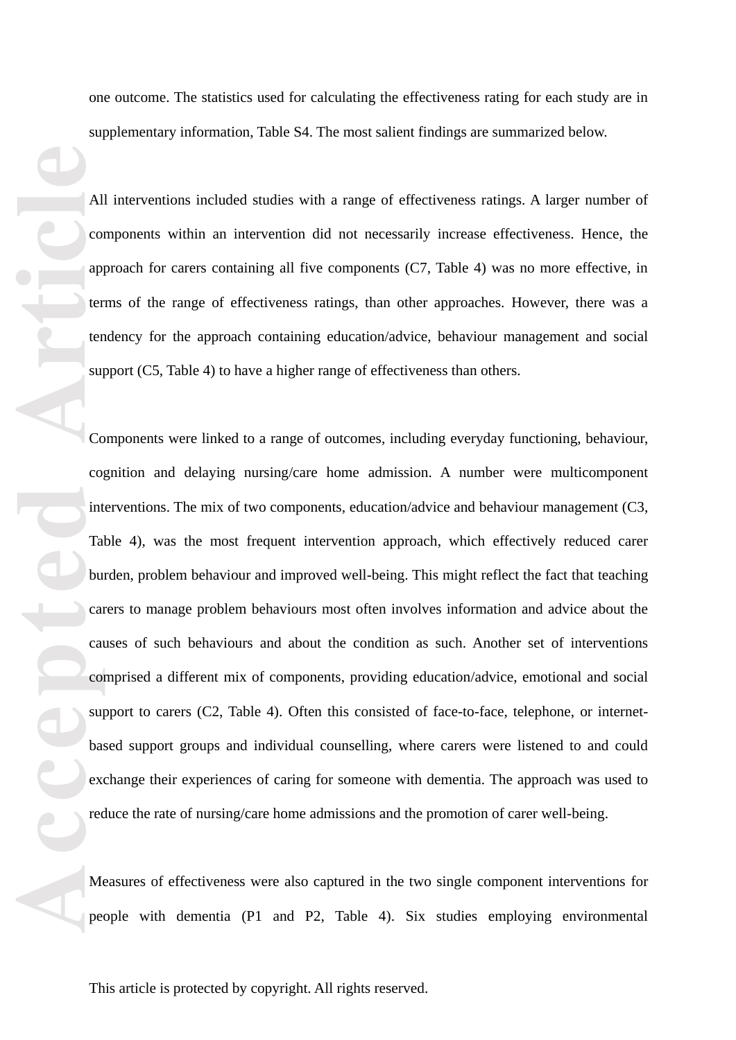one outcome. The statistics used for calculating the effectiveness rating for each study are in supplementary information, Table S4. The most salient findings are summarized below.

All interventions included studies with a range of effectiveness ratings. A larger number of components within an intervention did not necessarily increase effectiveness. Hence, the approach for carers containing all five components (C7, Table 4) was no more effective, in terms of the range of effectiveness ratings, than other approaches. However, there was a tendency for the approach containing education/advice, behaviour management and social support (C5, Table 4) to have a higher range of effectiveness than others.

Components were linked to a range of outcomes, including everyday functioning, behaviour, cognition and delaying nursing/care home admission. A number were multicomponent interventions. The mix of two components, education/advice and behaviour management (C3, Table 4), was the most frequent intervention approach, which effectively reduced carer burden, problem behaviour and improved well-being. This might reflect the fact that teaching carers to manage problem behaviours most often involves information and advice about the causes of such behaviours and about the condition as such. Another set of interventions comprised a different mix of components, providing education/advice, emotional and social support to carers (C2, Table 4). Often this consisted of face-to-face, telephone, or internet-based support groups and individual counselling, where carers were listened to and could exchange their experiences of caring for someone with dementia. The approach was used to reduce the rate of nursing/care home admissions and the promotion of carer well-being.

Measures of effectiveness were also captured in the two single component interventions for people with dementia (P1 and P2, Table 4). Six studies employing environmental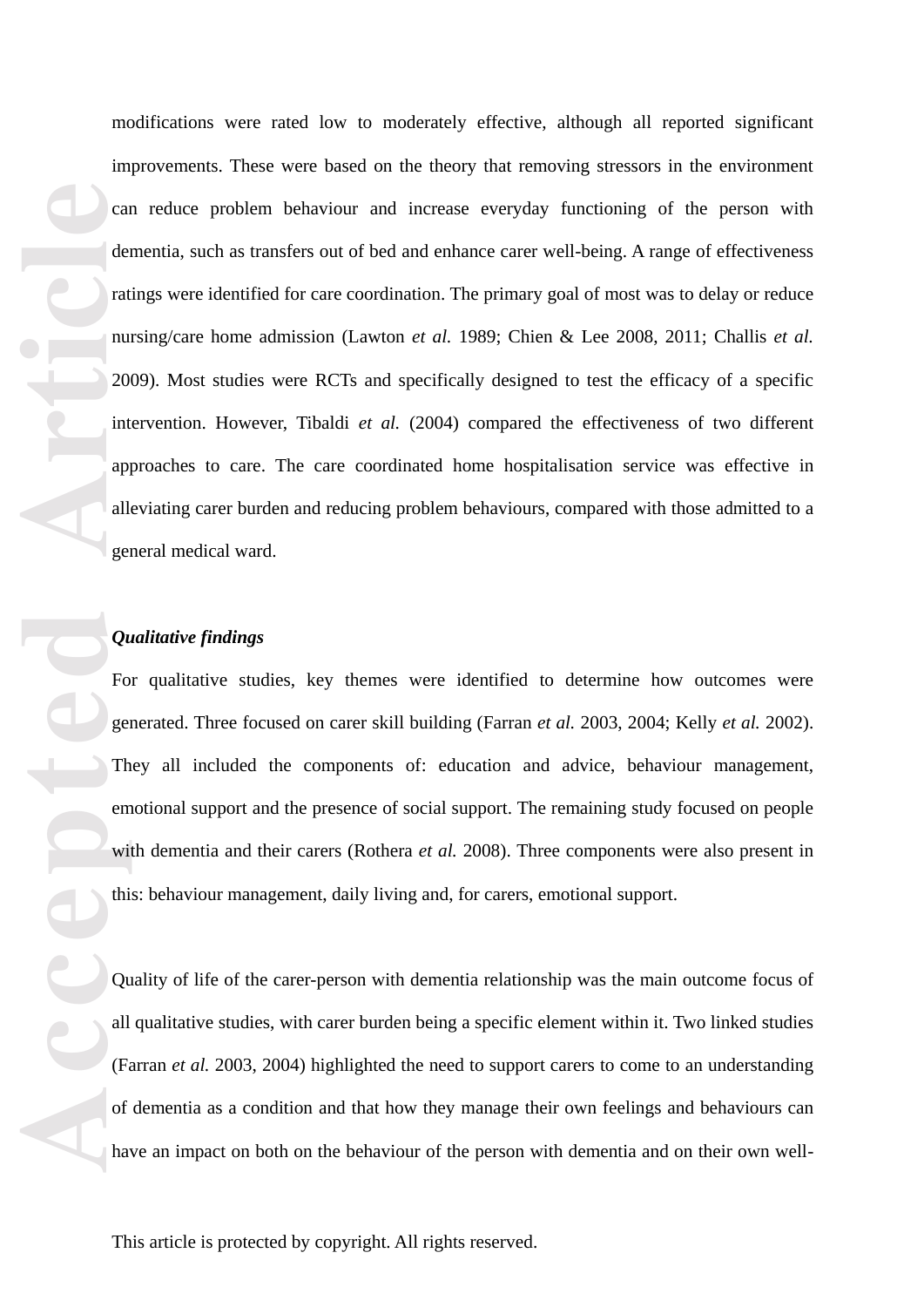modifications were rated low to moderately effective, although all reported significant improvements. These were based on the theory that removing stressors in the environment can reduce problem behaviour and increase everyday functioning of the person with dementia, such as transfers out of bed and enhance carer well-being. A range of effectiveness ratings were identified for care coordination. The primary goal of most was to delay or reduce nursing/care home admission (Lawton *et al.* 1989; Chien & Lee 2008, 2011; Challis *et al.* 2009). Most studies were RCTs and specifically designed to test the efficacy of a specific intervention. However, Tibaldi *et al.* (2004) compared the effectiveness of two different approaches to care. The care coordinated home hospitalisation service was effective in alleviating carer burden and reducing problem behaviours, compared with those admitted to a general medical ward.

***Qualitative findings***

For qualitative studies, key themes were identified to determine how outcomes were generated. Three focused on carer skill building (Farran *et al.* 2003, 2004; Kelly *et al.* 2002). They all included the components of: education and advice, behaviour management, emotional support and the presence of social support. The remaining study focused on people with dementia and their carers (Rothera *et al.* 2008). Three components were also present in this: behaviour management, daily living and, for carers, emotional support.

Quality of life of the carer-person with dementia relationship was the main outcome focus of all qualitative studies, with carer burden being a specific element within it. Two linked studies (Farran *et al.* 2003, 2004) highlighted the need to support carers to come to an understanding of dementia as a condition and that how they manage their own feelings and behaviours can have an impact on both on the behaviour of the person with dementia and on their own well-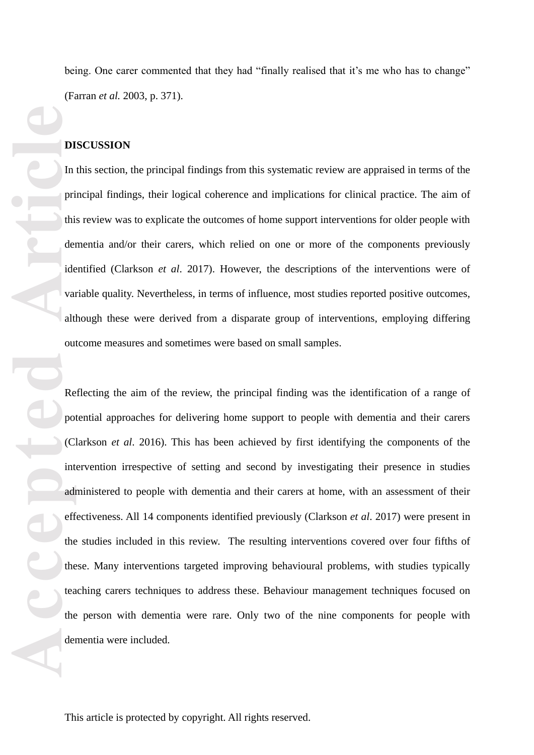being. One carer commented that they had "finally realised that it's me who has to change" (Farran *et al.* 2003, p. 371).

## DISCUSSION

In this section, the principal findings from this systematic review are appraised in terms of the principal findings, their logical coherence and implications for clinical practice. The aim of this review was to explicate the outcomes of home support interventions for older people with dementia and/or their carers, which relied on one or more of the components previously identified (Clarkson *et al*. 2017). However, the descriptions of the interventions were of variable quality. Nevertheless, in terms of influence, most studies reported positive outcomes, although these were derived from a disparate group of interventions, employing differing outcome measures and sometimes were based on small samples.

Reflecting the aim of the review, the principal finding was the identification of a range of potential approaches for delivering home support to people with dementia and their carers (Clarkson *et al*. 2016). This has been achieved by first identifying the components of the intervention irrespective of setting and second by investigating their presence in studies administered to people with dementia and their carers at home, with an assessment of their effectiveness. All 14 components identified previously (Clarkson *et al*. 2017) were present in the studies included in this review. The resulting interventions covered over four fifths of these. Many interventions targeted improving behavioural problems, with studies typically teaching carers techniques to address these. Behaviour management techniques focused on the person with dementia were rare. Only two of the nine components for people with dementia were included.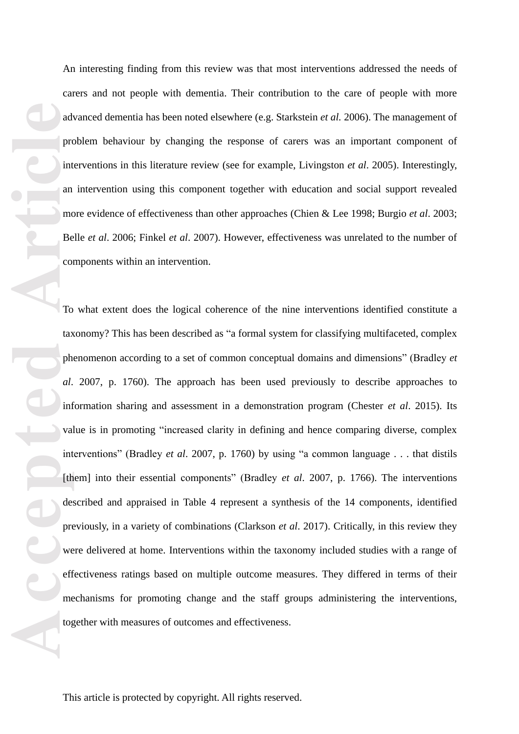An interesting finding from this review was that most interventions addressed the needs of carers and not people with dementia. Their contribution to the care of people with more advanced dementia has been noted elsewhere (e.g. Starkstein *et al.* 2006). The management of problem behaviour by changing the response of carers was an important component of interventions in this literature review (see for example, Livingston *et al*. 2005). Interestingly, an intervention using this component together with education and social support revealed more evidence of effectiveness than other approaches (Chien & Lee 1998; Burgio *et al*. 2003; Belle *et al*. 2006; Finkel *et al*. 2007). However, effectiveness was unrelated to the number of components within an intervention.

To what extent does the logical coherence of the nine interventions identified constitute a taxonomy? This has been described as "a formal system for classifying multifaceted, complex phenomenon according to a set of common conceptual domains and dimensions" (Bradley *et al*. 2007, p. 1760). The approach has been used previously to describe approaches to information sharing and assessment in a demonstration program (Chester *et al*. 2015). Its value is in promoting "increased clarity in defining and hence comparing diverse, complex interventions" (Bradley *et al*. 2007, p. 1760) by using "a common language . . . that distils [them] into their essential components" (Bradley *et al*. 2007, p. 1766). The interventions described and appraised in Table 4 represent a synthesis of the 14 components, identified previously, in a variety of combinations (Clarkson *et al*. 2017). Critically, in this review they were delivered at home. Interventions within the taxonomy included studies with a range of effectiveness ratings based on multiple outcome measures. They differed in terms of their mechanisms for promoting change and the staff groups administering the interventions, together with measures of outcomes and effectiveness.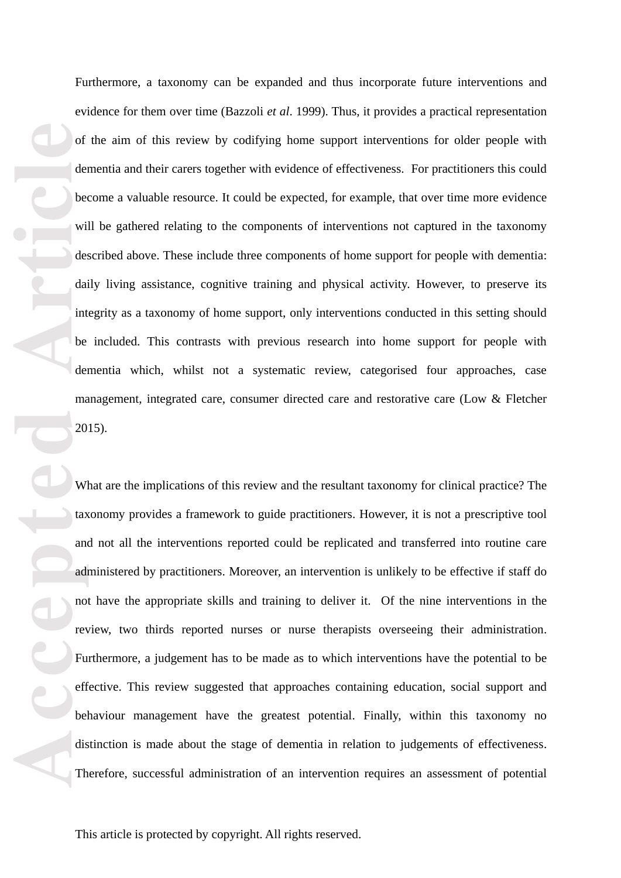Furthermore, a taxonomy can be expanded and thus incorporate future interventions and evidence for them over time (Bazzoli *et al*. 1999). Thus, it provides a practical representation of the aim of this review by codifying home support interventions for older people with dementia and their carers together with evidence of effectiveness. For practitioners this could become a valuable resource. It could be expected, for example, that over time more evidence will be gathered relating to the components of interventions not captured in the taxonomy described above. These include three components of home support for people with dementia: daily living assistance, cognitive training and physical activity. However, to preserve its integrity as a taxonomy of home support, only interventions conducted in this setting should be included. This contrasts with previous research into home support for people with dementia which, whilst not a systematic review, categorised four approaches, case management, integrated care, consumer directed care and restorative care (Low & Fletcher 2015).

What are the implications of this review and the resultant taxonomy for clinical practice? The taxonomy provides a framework to guide practitioners. However, it is not a prescriptive tool and not all the interventions reported could be replicated and transferred into routine care administered by practitioners. Moreover, an intervention is unlikely to be effective if staff do not have the appropriate skills and training to deliver it. Of the nine interventions in the review, two thirds reported nurses or nurse therapists overseeing their administration. Furthermore, a judgement has to be made as to which interventions have the potential to be effective. This review suggested that approaches containing education, social support and behaviour management have the greatest potential. Finally, within this taxonomy no distinction is made about the stage of dementia in relation to judgements of effectiveness. Therefore, successful administration of an intervention requires an assessment of potential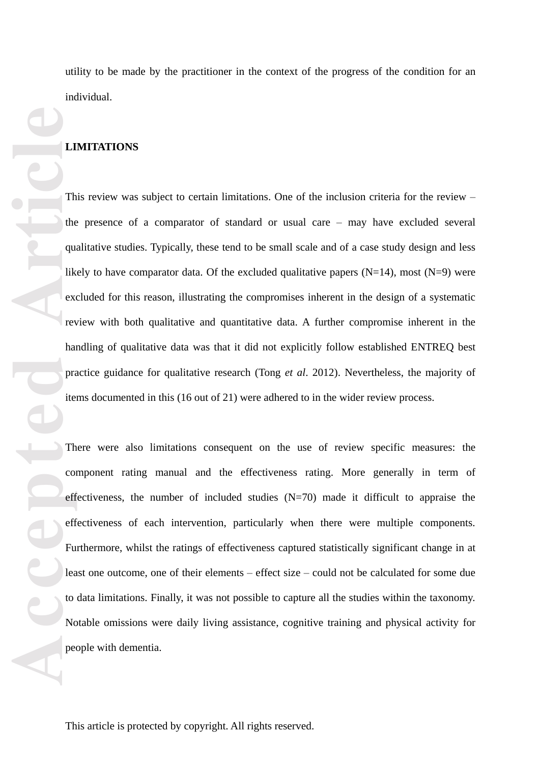utility to be made by the practitioner in the context of the progress of the condition for an individual.

## LIMITATIONS

This review was subject to certain limitations. One of the inclusion criteria for the review – the presence of a comparator of standard or usual care – may have excluded several qualitative studies. Typically, these tend to be small scale and of a case study design and less likely to have comparator data. Of the excluded qualitative papers (N=14), most (N=9) were excluded for this reason, illustrating the compromises inherent in the design of a systematic review with both qualitative and quantitative data. A further compromise inherent in the handling of qualitative data was that it did not explicitly follow established ENTREQ best practice guidance for qualitative research (Tong *et al*. 2012). Nevertheless, the majority of items documented in this (16 out of 21) were adhered to in the wider review process.

There were also limitations consequent on the use of review specific measures: the component rating manual and the effectiveness rating. More generally in term of effectiveness, the number of included studies (N=70) made it difficult to appraise the effectiveness of each intervention, particularly when there were multiple components. Furthermore, whilst the ratings of effectiveness captured statistically significant change in at least one outcome, one of their elements – effect size – could not be calculated for some due to data limitations. Finally, it was not possible to capture all the studies within the taxonomy. Notable omissions were daily living assistance, cognitive training and physical activity for people with dementia.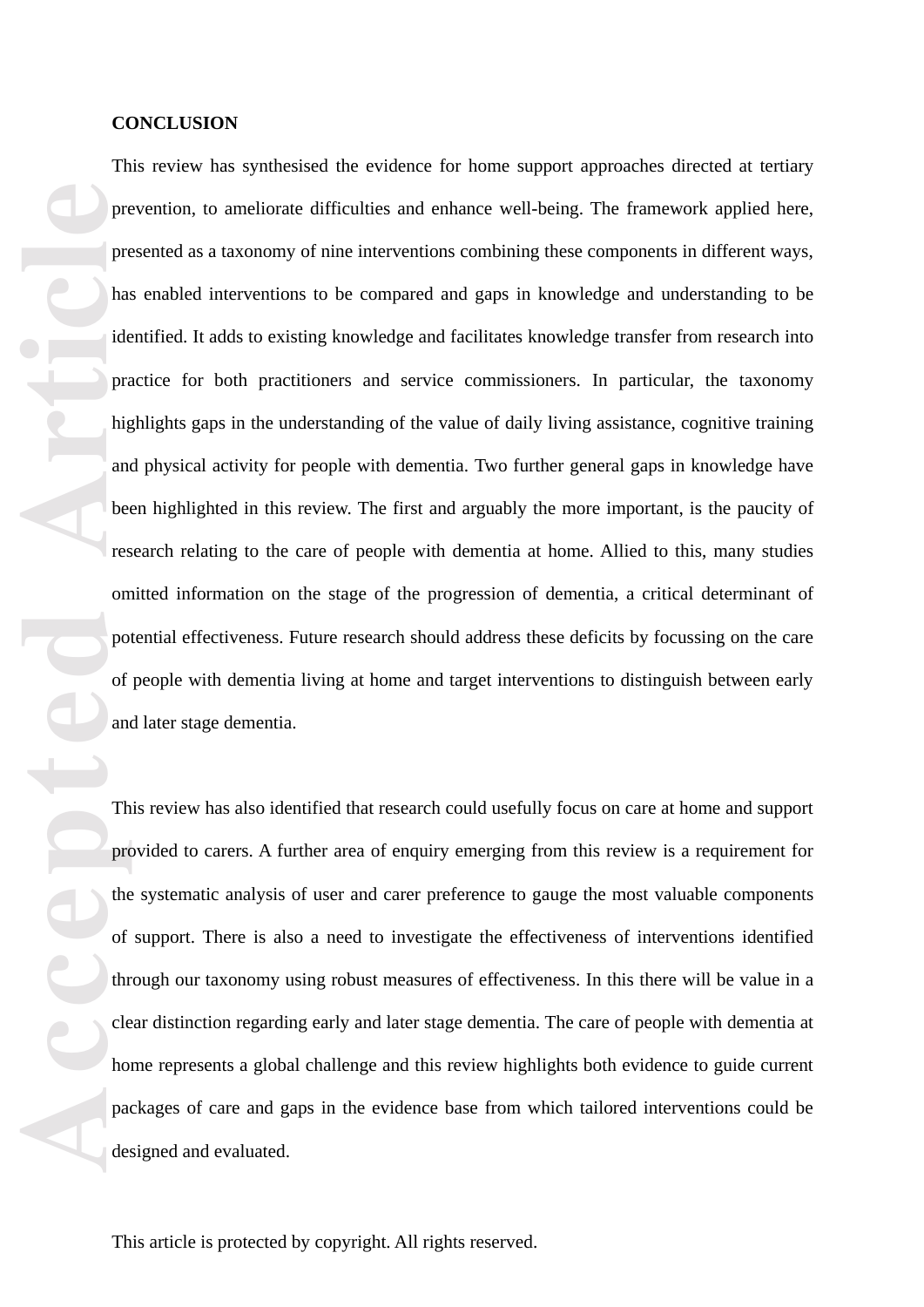## CONCLUSION

This review has synthesised the evidence for home support approaches directed at tertiary prevention, to ameliorate difficulties and enhance well-being. The framework applied here, presented as a taxonomy of nine interventions combining these components in different ways, has enabled interventions to be compared and gaps in knowledge and understanding to be identified. It adds to existing knowledge and facilitates knowledge transfer from research into practice for both practitioners and service commissioners. In particular, the taxonomy highlights gaps in the understanding of the value of daily living assistance, cognitive training and physical activity for people with dementia. Two further general gaps in knowledge have been highlighted in this review. The first and arguably the more important, is the paucity of research relating to the care of people with dementia at home. Allied to this, many studies omitted information on the stage of the progression of dementia, a critical determinant of potential effectiveness. Future research should address these deficits by focussing on the care of people with dementia living at home and target interventions to distinguish between early and later stage dementia.

This review has also identified that research could usefully focus on care at home and support provided to carers. A further area of enquiry emerging from this review is a requirement for the systematic analysis of user and carer preference to gauge the most valuable components of support. There is also a need to investigate the effectiveness of interventions identified through our taxonomy using robust measures of effectiveness. In this there will be value in a clear distinction regarding early and later stage dementia. The care of people with dementia at home represents a global challenge and this review highlights both evidence to guide current packages of care and gaps in the evidence base from which tailored interventions could be designed and evaluated.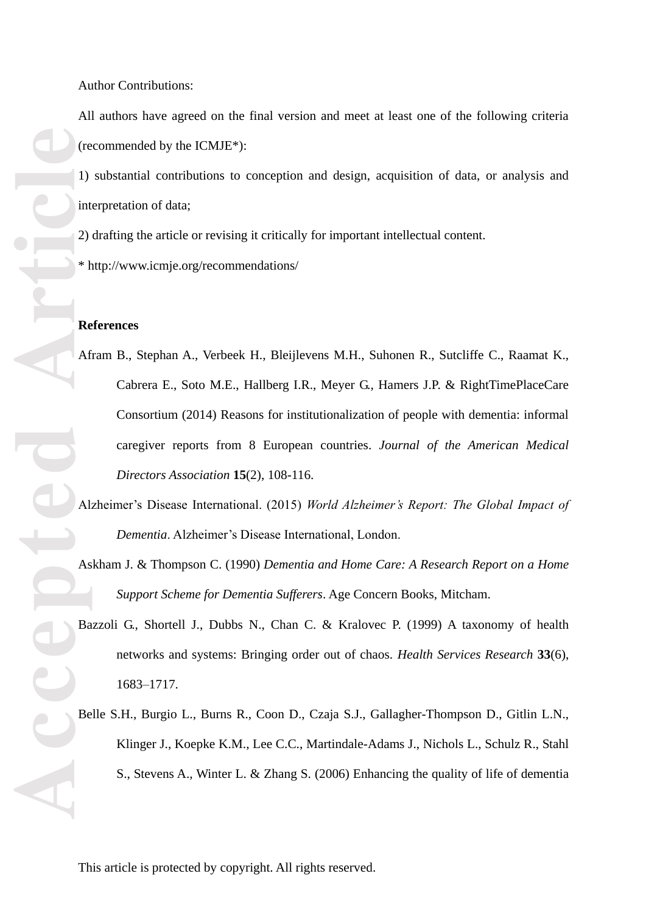Author Contributions:

All authors have agreed on the final version and meet at least one of the following criteria (recommended by the ICMJE*):

1) substantial contributions to conception and design, acquisition of data, or analysis and interpretation of data;

2) drafting the article or revising it critically for important intellectual content.

* http://www.icmje.org/recommendations/

**References**

Afram B., Stephan A., Verbeek H., Bleijlevens M.H., Suhonen R., Sutcliffe C., Raamat K., Cabrera E., Soto M.E., Hallberg I.R., Meyer G., Hamers J.P. & RightTimePlaceCare Consortium (2014) Reasons for institutionalization of people with dementia: informal caregiver reports from 8 European countries. *Journal of the American Medical Directors Association* **15**(2), 108-116.

Alzheimer's Disease International. (2015) *World Alzheimer's Report: The Global Impact of Dementia*. Alzheimer's Disease International, London.

Askham J. & Thompson C. (1990) *Dementia and Home Care: A Research Report on a Home Support Scheme for Dementia Sufferers*. Age Concern Books, Mitcham.

Bazzoli G., Shortell J., Dubbs N., Chan C. & Kralovec P. (1999) A taxonomy of health networks and systems: Bringing order out of chaos. *Health Services Research* **33**(6), 1683–1717.

Belle S.H., Burgio L., Burns R., Coon D., Czaja S.J., Gallagher-Thompson D., Gitlin L.N., Klinger J., Koepke K.M., Lee C.C., Martindale-Adams J., Nichols L., Schulz R., Stahl S., Stevens A., Winter L. & Zhang S. (2006) Enhancing the quality of life of dementia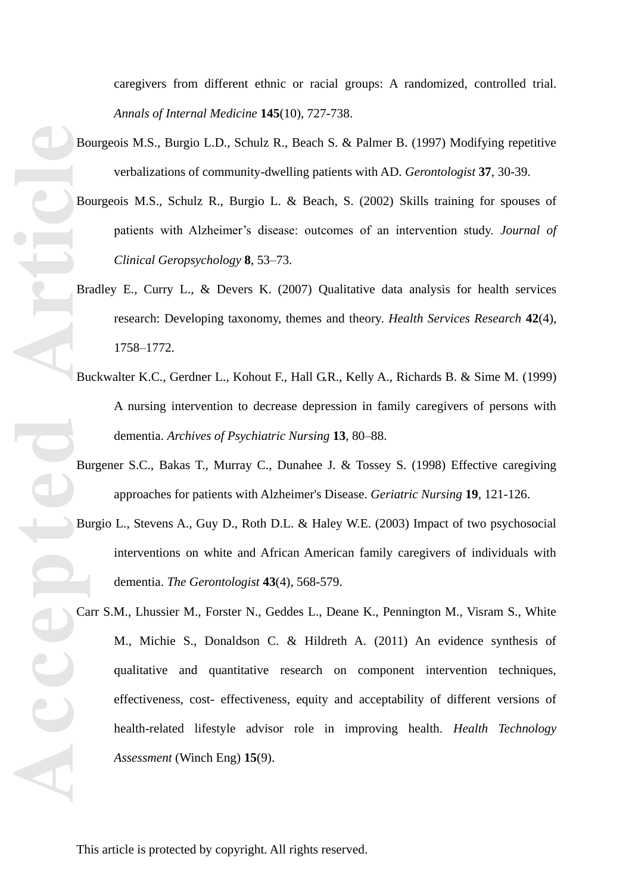caregivers from different ethnic or racial groups: A randomized, controlled trial. *Annals of Internal Medicine* **145**(10), 727-738.

Bourgeois M.S., Burgio L.D., Schulz R., Beach S. & Palmer B. (1997) Modifying repetitive verbalizations of community-dwelling patients with AD. *Gerontologist* **37**, 30-39.

Bourgeois M.S., Schulz R., Burgio L. & Beach, S. (2002) Skills training for spouses of patients with Alzheimer's disease: outcomes of an intervention study. *Journal of Clinical Geropsychology* **8**, 53–73.

Bradley E., Curry L., & Devers K. (2007) Qualitative data analysis for health services research: Developing taxonomy, themes and theory. *Health Services Research* **42**(4), 1758–1772.

Buckwalter K.C., Gerdner L., Kohout F., Hall G.R., Kelly A., Richards B. & Sime M. (1999) A nursing intervention to decrease depression in family caregivers of persons with dementia. *Archives of Psychiatric Nursing* **13**, 80–88.

Burgener S.C., Bakas T., Murray C., Dunahee J. & Tossey S. (1998) Effective caregiving approaches for patients with Alzheimer's Disease. *Geriatric Nursing* **19**, 121-126.

Burgio L., Stevens A., Guy D., Roth D.L. & Haley W.E. (2003) Impact of two psychosocial interventions on white and African American family caregivers of individuals with dementia. *The Gerontologist* **43**(4), 568-579.

Carr S.M., Lhussier M., Forster N., Geddes L., Deane K., Pennington M., Visram S., White M., Michie S., Donaldson C. & Hildreth A. (2011) An evidence synthesis of qualitative and quantitative research on component intervention techniques, effectiveness, cost- effectiveness, equity and acceptability of different versions of health-related lifestyle advisor role in improving health. *Health Technology Assessment* (Winch Eng) **15**(9).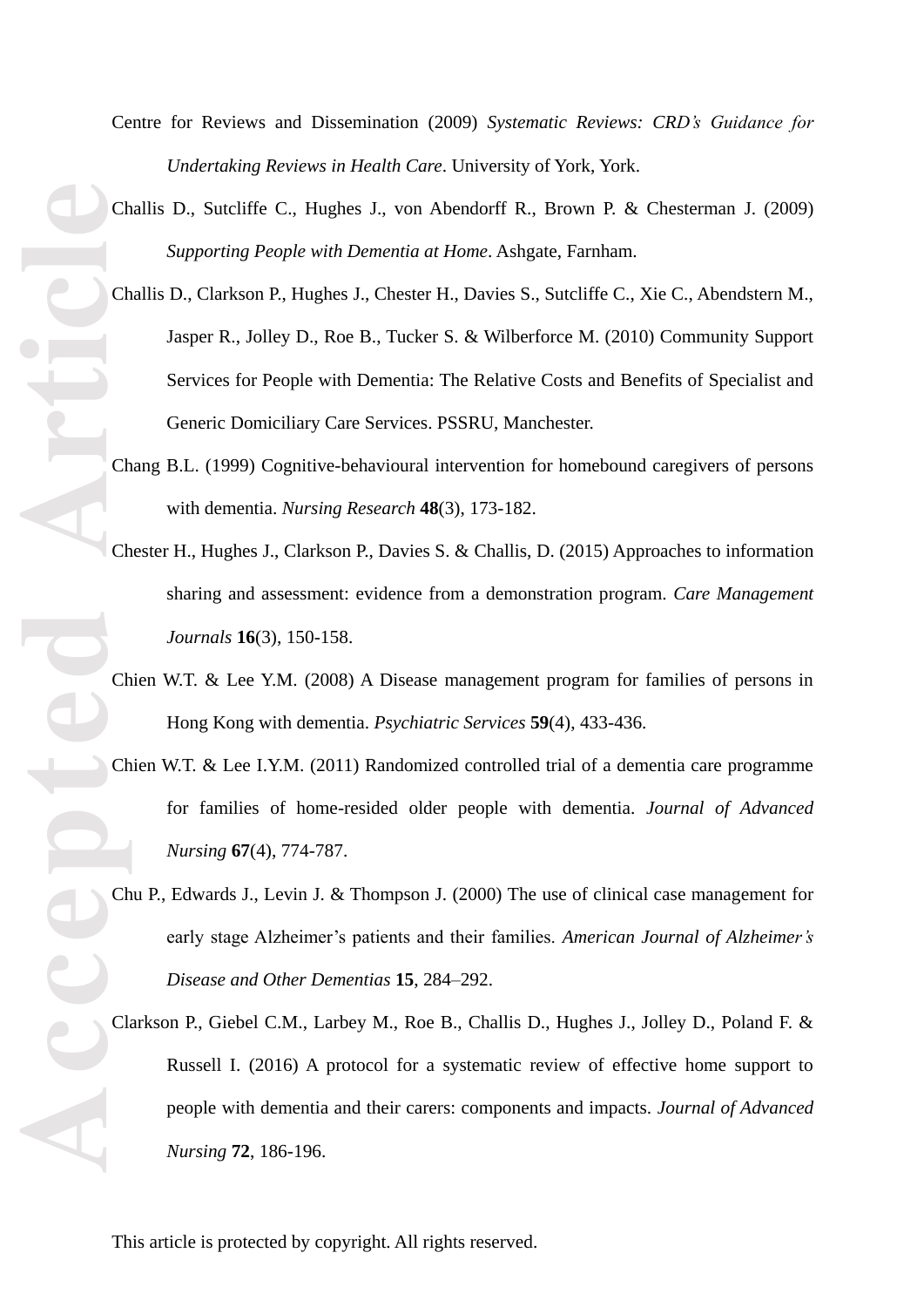Centre for Reviews and Dissemination (2009) *Systematic Reviews: CRD's Guidance for Undertaking Reviews in Health Care*. University of York, York.

Challis D., Sutcliffe C., Hughes J., von Abendorff R., Brown P. & Chesterman J. (2009) *Supporting People with Dementia at Home*. Ashgate, Farnham.

Challis D., Clarkson P., Hughes J., Chester H., Davies S., Sutcliffe C., Xie C., Abendstern M., Jasper R., Jolley D., Roe B., Tucker S. & Wilberforce M. (2010) Community Support Services for People with Dementia: The Relative Costs and Benefits of Specialist and Generic Domiciliary Care Services. PSSRU, Manchester.

Chang B.L. (1999) Cognitive-behavioural intervention for homebound caregivers of persons with dementia. *Nursing Research* **48**(3), 173-182.

Chester H., Hughes J., Clarkson P., Davies S. & Challis, D. (2015) Approaches to information sharing and assessment: evidence from a demonstration program. *Care Management Journals* **16**(3), 150-158.

Chien W.T. & Lee Y.M. (2008) A Disease management program for families of persons in Hong Kong with dementia. *Psychiatric Services* **59**(4), 433-436.

Chien W.T. & Lee I.Y.M. (2011) Randomized controlled trial of a dementia care programme for families of home-resided older people with dementia. *Journal of Advanced Nursing* **67**(4), 774-787.

Chu P., Edwards J., Levin J. & Thompson J. (2000) The use of clinical case management for early stage Alzheimer's patients and their families. *American Journal of Alzheimer's Disease and Other Dementias* **15**, 284–292.

Clarkson P., Giebel C.M., Larbey M., Roe B., Challis D., Hughes J., Jolley D., Poland F. & Russell I. (2016) A protocol for a systematic review of effective home support to people with dementia and their carers: components and impacts. *Journal of Advanced Nursing* **72**, 186-196.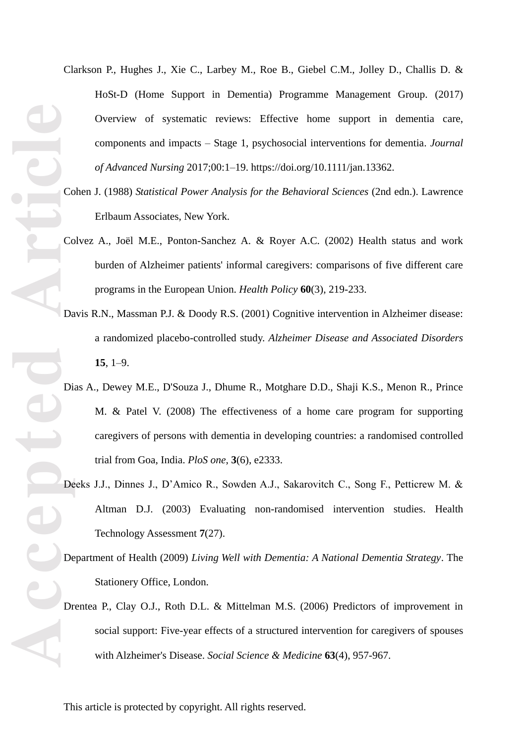Clarkson P., Hughes J., Xie C., Larbey M., Roe B., Giebel C.M., Jolley D., Challis D. & HoSt-D (Home Support in Dementia) Programme Management Group. (2017) Overview of systematic reviews: Effective home support in dementia care, components and impacts – Stage 1, psychosocial interventions for dementia. *Journal of Advanced Nursing* 2017;00:1–19. https://doi.org/10.1111/jan.13362.

Cohen J. (1988) *Statistical Power Analysis for the Behavioral Sciences* (2nd edn.). Lawrence Erlbaum Associates, New York.

Colvez A., Joël M.E., Ponton-Sanchez A. & Royer A.C. (2002) Health status and work burden of Alzheimer patients' informal caregivers: comparisons of five different care programs in the European Union. *Health Policy* **60**(3), 219-233.

Davis R.N., Massman P.J. & Doody R.S. (2001) Cognitive intervention in Alzheimer disease: a randomized placebo-controlled study. *Alzheimer Disease and Associated Disorders* **15**, 1–9.

Dias A., Dewey M.E., D'Souza J., Dhume R., Motghare D.D., Shaji K.S., Menon R., Prince M. & Patel V. (2008) The effectiveness of a home care program for supporting caregivers of persons with dementia in developing countries: a randomised controlled trial from Goa, India. *PloS one*, **3**(6), e2333.

Deeks J.J., Dinnes J., D'Amico R., Sowden A.J., Sakarovitch C., Song F., Petticrew M. & Altman D.J. (2003) Evaluating non-randomised intervention studies. Health Technology Assessment **7**(27).

Department of Health (2009) *Living Well with Dementia: A National Dementia Strategy*. The Stationery Office, London.

Drentea P., Clay O.J., Roth D.L. & Mittelman M.S. (2006) Predictors of improvement in social support: Five-year effects of a structured intervention for caregivers of spouses with Alzheimer's Disease. *Social Science & Medicine* **63**(4), 957-967.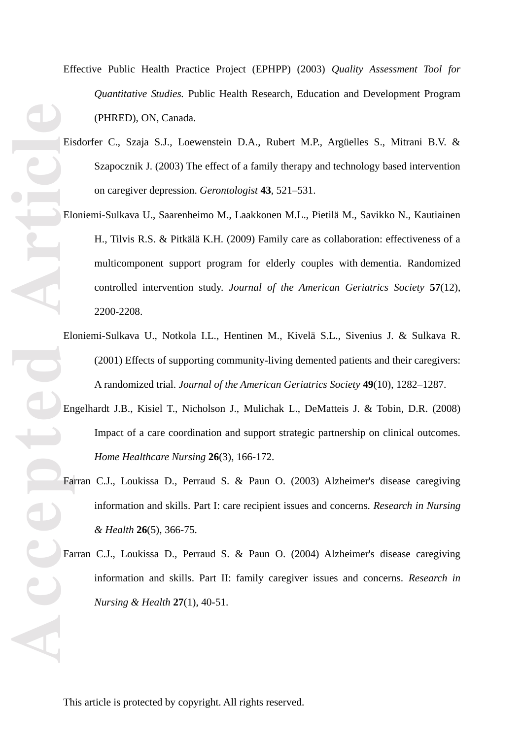Effective Public Health Practice Project (EPHPP) (2003) *Quality Assessment Tool for Quantitative Studies.* Public Health Research, Education and Development Program (PHRED), ON, Canada.

Eisdorfer C., Szaja S.J., Loewenstein D.A., Rubert M.P., Argüelles S., Mitrani B.V. & Szapocznik J. (2003) The effect of a family therapy and technology based intervention on caregiver depression. *Gerontologist* **43**, 521–531.

Eloniemi-Sulkava U., Saarenheimo M., Laakkonen M.L., Pietilä M., Savikko N., Kautiainen H., Tilvis R.S. & Pitkälä K.H. (2009) Family care as collaboration: effectiveness of a multicomponent support program for elderly couples with dementia. Randomized controlled intervention study. *Journal of the American Geriatrics Society* **57**(12), 2200-2208.

Eloniemi-Sulkava U., Notkola I.L., Hentinen M., Kivelä S.L., Sivenius J. & Sulkava R. (2001) Effects of supporting community-living demented patients and their caregivers: A randomized trial. *Journal of the American Geriatrics Society* **49**(10), 1282–1287.

Engelhardt J.B., Kisiel T., Nicholson J., Mulichak L., DeMatteis J. & Tobin, D.R. (2008) Impact of a care coordination and support strategic partnership on clinical outcomes. *Home Healthcare Nursing* **26**(3), 166-172.

Farran C.J., Loukissa D., Perraud S. & Paun O. (2003) Alzheimer's disease caregiving information and skills. Part I: care recipient issues and concerns. *Research in Nursing & Health* **26**(5), 366-75.

Farran C.J., Loukissa D., Perraud S. & Paun O. (2004) Alzheimer's disease caregiving information and skills. Part II: family caregiver issues and concerns. *Research in Nursing & Health* **27**(1), 40-51.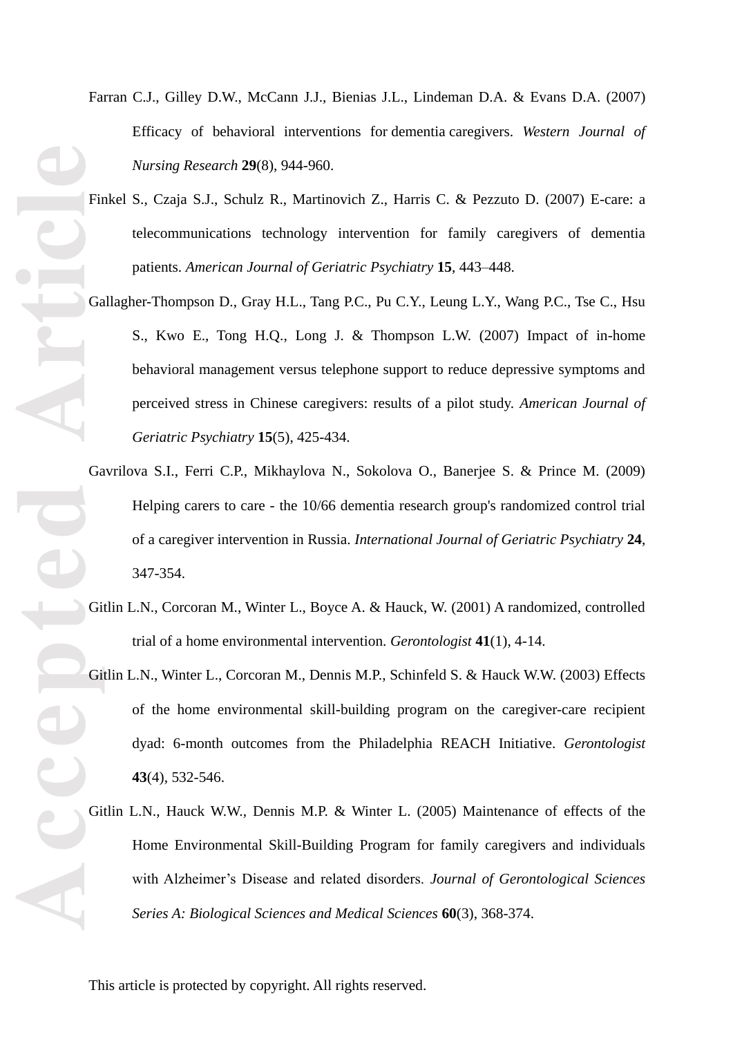Farran C.J., Gilley D.W., McCann J.J., Bienias J.L., Lindeman D.A. & Evans D.A. (2007) Efficacy of behavioral interventions for dementia caregivers. *Western Journal of Nursing Research* **29**(8), 944-960.

Finkel S., Czaja S.J., Schulz R., Martinovich Z., Harris C. & Pezzuto D. (2007) E-care: a telecommunications technology intervention for family caregivers of dementia patients. *American Journal of Geriatric Psychiatry* **15**, 443–448.

Gallagher-Thompson D., Gray H.L., Tang P.C., Pu C.Y., Leung L.Y., Wang P.C., Tse C., Hsu S., Kwo E., Tong H.Q., Long J. & Thompson L.W. (2007) Impact of in-home behavioral management versus telephone support to reduce depressive symptoms and perceived stress in Chinese caregivers: results of a pilot study. *American Journal of Geriatric Psychiatry* **15**(5), 425-434.

Gavrilova S.I., Ferri C.P., Mikhaylova N., Sokolova O., Banerjee S. & Prince M. (2009) Helping carers to care - the 10/66 dementia research group's randomized control trial of a caregiver intervention in Russia. *International Journal of Geriatric Psychiatry* **24**, 347-354.

Gitlin L.N., Corcoran M., Winter L., Boyce A. & Hauck, W. (2001) A randomized, controlled trial of a home environmental intervention. *Gerontologist* **41**(1), 4-14.

Gitlin L.N., Winter L., Corcoran M., Dennis M.P., Schinfeld S. & Hauck W.W. (2003) Effects of the home environmental skill-building program on the caregiver-care recipient dyad: 6-month outcomes from the Philadelphia REACH Initiative. *Gerontologist* **43**(4), 532-546.

Gitlin L.N., Hauck W.W., Dennis M.P. & Winter L. (2005) Maintenance of effects of the Home Environmental Skill-Building Program for family caregivers and individuals with Alzheimer's Disease and related disorders. *Journal of Gerontological Sciences Series A: Biological Sciences and Medical Sciences* **60**(3), 368-374.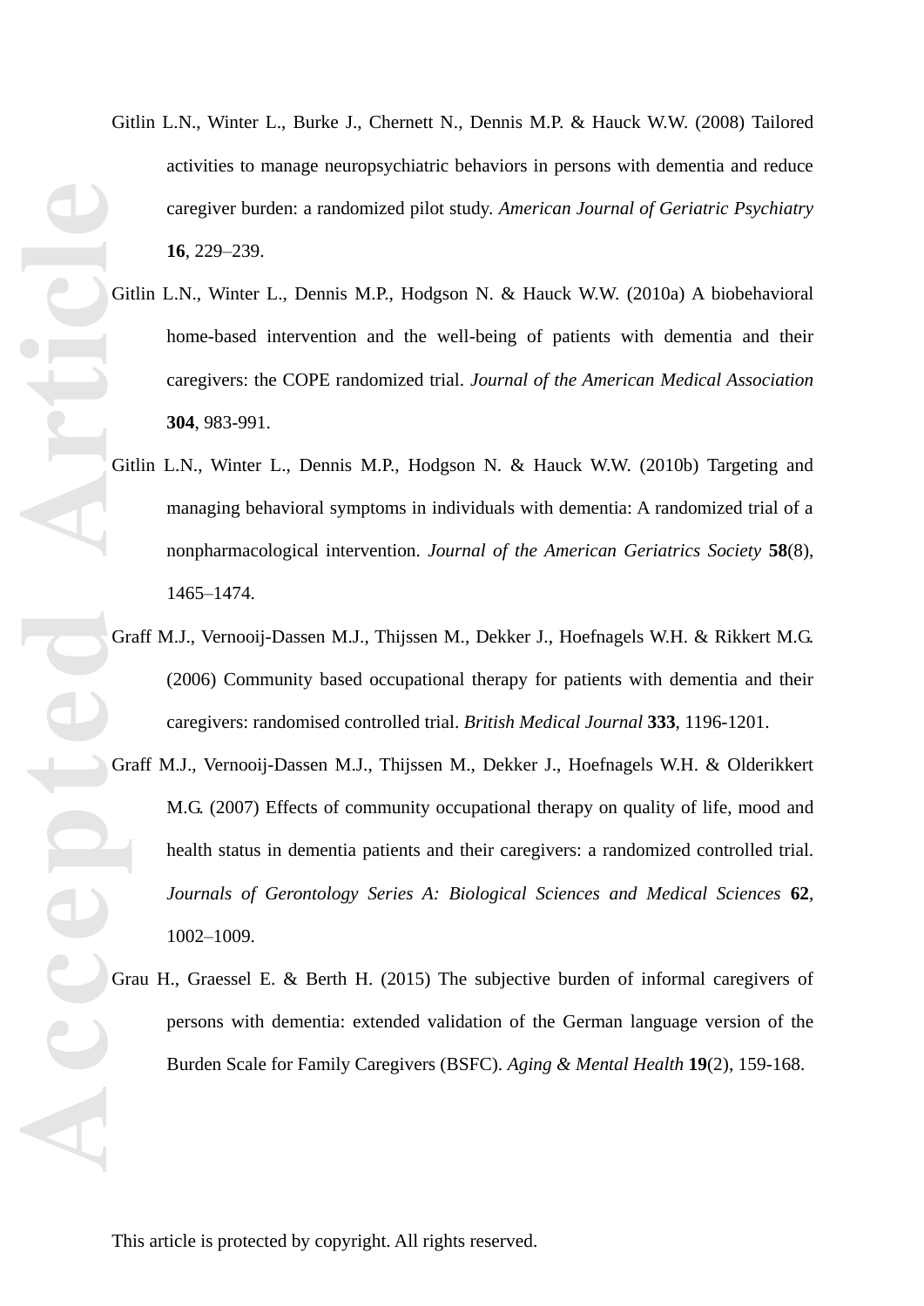Gitlin L.N., Winter L., Burke J., Chernett N., Dennis M.P. & Hauck W.W. (2008) Tailored activities to manage neuropsychiatric behaviors in persons with dementia and reduce caregiver burden: a randomized pilot study. *American Journal of Geriatric Psychiatry* **16**, 229–239.

Gitlin L.N., Winter L., Dennis M.P., Hodgson N. & Hauck W.W. (2010a) A biobehavioral home-based intervention and the well-being of patients with dementia and their caregivers: the COPE randomized trial. *Journal of the American Medical Association* **304**, 983-991.

Gitlin L.N., Winter L., Dennis M.P., Hodgson N. & Hauck W.W. (2010b) Targeting and managing behavioral symptoms in individuals with dementia: A randomized trial of a nonpharmacological intervention. *Journal of the American Geriatrics Society* **58**(8), 1465–1474.

Graff M.J., Vernooij-Dassen M.J., Thijssen M., Dekker J., Hoefnagels W.H. & Rikkert M.G. (2006) Community based occupational therapy for patients with dementia and their caregivers: randomised controlled trial. *British Medical Journal* **333**, 1196-1201.

Graff M.J., Vernooij-Dassen M.J., Thijssen M., Dekker J., Hoefnagels W.H. & Olderikkert M.G. (2007) Effects of community occupational therapy on quality of life, mood and health status in dementia patients and their caregivers: a randomized controlled trial. *Journals of Gerontology Series A: Biological Sciences and Medical Sciences* **62**, 1002–1009.

Grau H., Graessel E. & Berth H. (2015) The subjective burden of informal caregivers of persons with dementia: extended validation of the German language version of the Burden Scale for Family Caregivers (BSFC). *Aging & Mental Health* **19**(2), 159-168.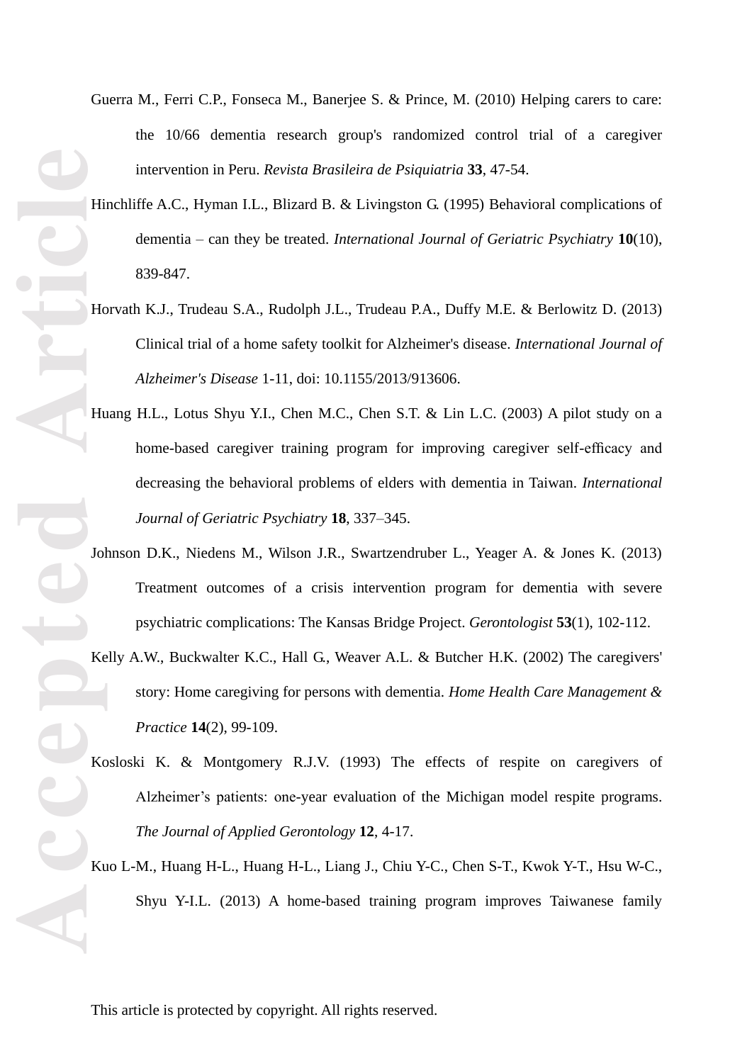Guerra M., Ferri C.P., Fonseca M., Banerjee S. & Prince, M. (2010) Helping carers to care: the 10/66 dementia research group's randomized control trial of a caregiver intervention in Peru. *Revista Brasileira de Psiquiatria* **33**, 47-54.

Hinchliffe A.C., Hyman I.L., Blizard B. & Livingston G. (1995) Behavioral complications of dementia – can they be treated. *International Journal of Geriatric Psychiatry* **10**(10), 839-847.

Horvath K.J., Trudeau S.A., Rudolph J.L., Trudeau P.A., Duffy M.E. & Berlowitz D. (2013) Clinical trial of a home safety toolkit for Alzheimer's disease. *International Journal of Alzheimer's Disease* 1-11, doi: 10.1155/2013/913606.

Huang H.L., Lotus Shyu Y.I., Chen M.C., Chen S.T. & Lin L.C. (2003) A pilot study on a home-based caregiver training program for improving caregiver self-efficacy and decreasing the behavioral problems of elders with dementia in Taiwan. *International Journal of Geriatric Psychiatry* **18**, 337–345.

Johnson D.K., Niedens M., Wilson J.R., Swartzendruber L., Yeager A. & Jones K. (2013) Treatment outcomes of a crisis intervention program for dementia with severe psychiatric complications: The Kansas Bridge Project. *Gerontologist* **53**(1), 102-112.

Kelly A.W., Buckwalter K.C., Hall G., Weaver A.L. & Butcher H.K. (2002) The caregivers' story: Home caregiving for persons with dementia. *Home Health Care Management & Practice* **14**(2), 99-109.

Kosloski K. & Montgomery R.J.V. (1993) The effects of respite on caregivers of Alzheimer's patients: one-year evaluation of the Michigan model respite programs. *The Journal of Applied Gerontology* **12**, 4-17.

Kuo L-M., Huang H-L., Huang H-L., Liang J., Chiu Y-C., Chen S-T., Kwok Y-T., Hsu W-C., Shyu Y-I.L. (2013) A home-based training program improves Taiwanese family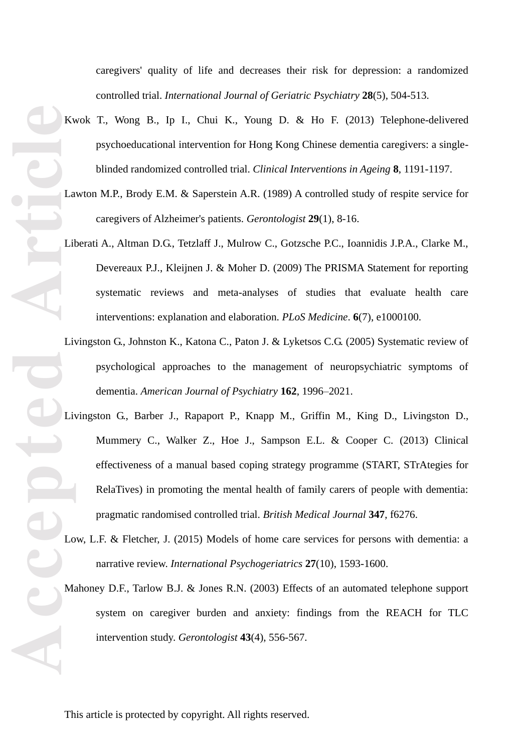caregivers' quality of life and decreases their risk for depression: a randomized controlled trial. *International Journal of Geriatric Psychiatry* **28**(5), 504-513.

Kwok T., Wong B., Ip I., Chui K., Young D. & Ho F. (2013) Telephone-delivered psychoeducational intervention for Hong Kong Chinese dementia caregivers: a single-blinded randomized controlled trial. *Clinical Interventions in Ageing* **8**, 1191-1197.

Lawton M.P., Brody E.M. & Saperstein A.R. (1989) A controlled study of respite service for caregivers of Alzheimer's patients. *Gerontologist* **29**(1), 8-16.

Liberati A., Altman D.G., Tetzlaff J., Mulrow C., Gotzsche P.C., Ioannidis J.P.A., Clarke M., Devereaux P.J., Kleijnen J. & Moher D. (2009) The PRISMA Statement for reporting systematic reviews and meta-analyses of studies that evaluate health care interventions: explanation and elaboration. *PLoS Medicine*. **6**(7), e1000100.

Livingston G., Johnston K., Katona C., Paton J. & Lyketsos C.G. (2005) Systematic review of psychological approaches to the management of neuropsychiatric symptoms of dementia. *American Journal of Psychiatry* **162**, 1996–2021.

Livingston G., Barber J., Rapaport P., Knapp M., Griffin M., King D., Livingston D., Mummery C., Walker Z., Hoe J., Sampson E.L. & Cooper C. (2013) Clinical effectiveness of a manual based coping strategy programme (START, STrAtegies for RelaTives) in promoting the mental health of family carers of people with dementia: pragmatic randomised controlled trial. *British Medical Journal* **347**, f6276.

Low, L.F. & Fletcher, J. (2015) Models of home care services for persons with dementia: a narrative review. *International Psychogeriatrics* **27**(10), 1593-1600.

Mahoney D.F., Tarlow B.J. & Jones R.N. (2003) Effects of an automated telephone support system on caregiver burden and anxiety: findings from the REACH for TLC intervention study. *Gerontologist* **43**(4), 556-567.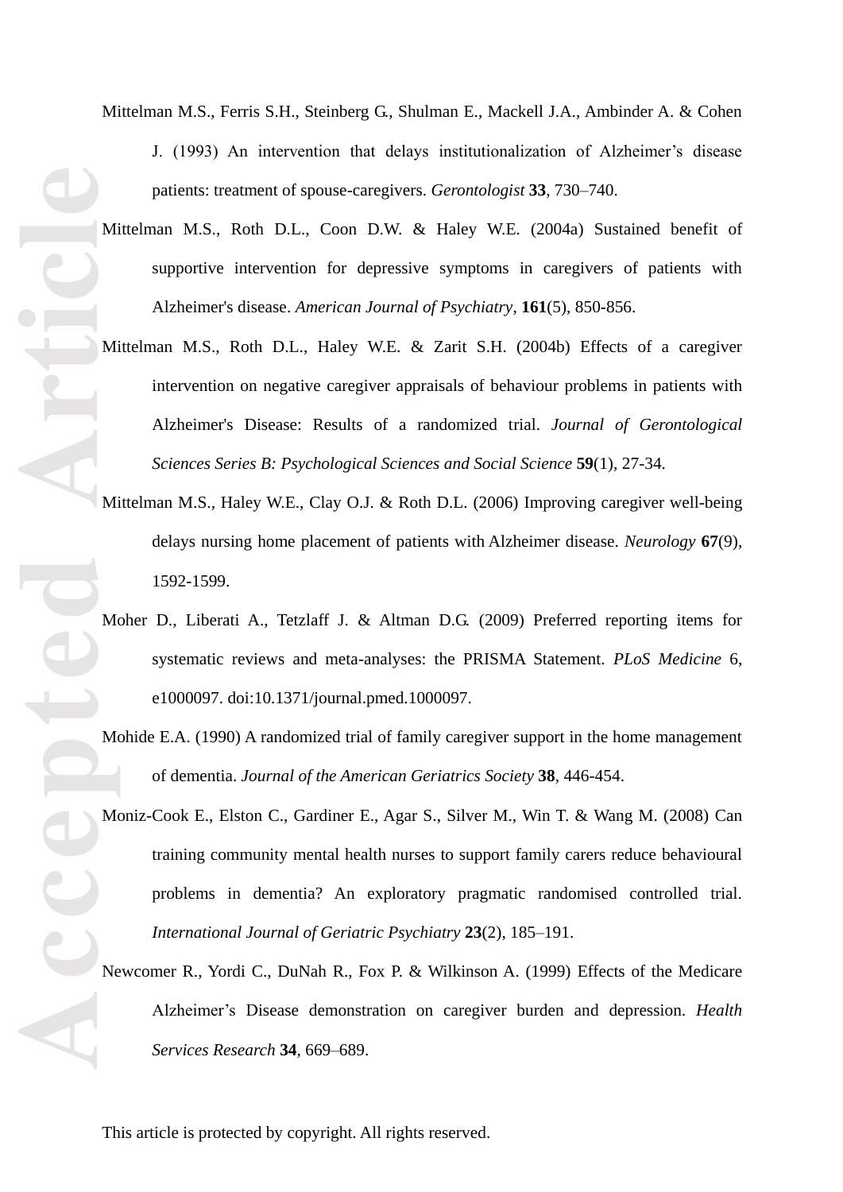Mittelman M.S., Ferris S.H., Steinberg G., Shulman E., Mackell J.A., Ambinder A. & Cohen J. (1993) An intervention that delays institutionalization of Alzheimer's disease patients: treatment of spouse-caregivers. *Gerontologist* **33**, 730–740.

Mittelman M.S., Roth D.L., Coon D.W. & Haley W.E. (2004a) Sustained benefit of supportive intervention for depressive symptoms in caregivers of patients with Alzheimer's disease. *American Journal of Psychiatry*, **161**(5), 850-856.

Mittelman M.S., Roth D.L., Haley W.E. & Zarit S.H. (2004b) Effects of a caregiver intervention on negative caregiver appraisals of behaviour problems in patients with Alzheimer's Disease: Results of a randomized trial. *Journal of Gerontological Sciences Series B: Psychological Sciences and Social Science* **59**(1), 27-34.

Mittelman M.S., Haley W.E., Clay O.J. & Roth D.L. (2006) Improving caregiver well-being delays nursing home placement of patients with Alzheimer disease. *Neurology* **67**(9), 1592-1599.

Moher D., Liberati A., Tetzlaff J. & Altman D.G. (2009) Preferred reporting items for systematic reviews and meta-analyses: the PRISMA Statement. *PLoS Medicine* 6, e1000097. doi:10.1371/journal.pmed.1000097.

Mohide E.A. (1990) A randomized trial of family caregiver support in the home management of dementia. *Journal of the American Geriatrics Society* **38**, 446-454.

Moniz-Cook E., Elston C., Gardiner E., Agar S., Silver M., Win T. & Wang M. (2008) Can training community mental health nurses to support family carers reduce behavioural problems in dementia? An exploratory pragmatic randomised controlled trial. *International Journal of Geriatric Psychiatry* **23**(2), 185–191.

Newcomer R., Yordi C., DuNah R., Fox P. & Wilkinson A. (1999) Effects of the Medicare Alzheimer's Disease demonstration on caregiver burden and depression. *Health Services Research* **34**, 669–689.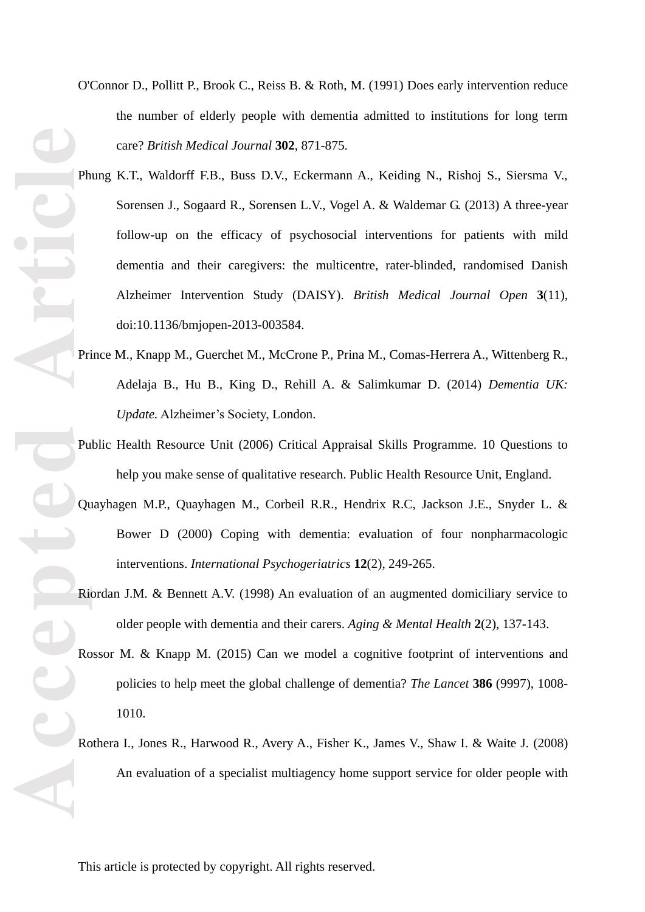O'Connor D., Pollitt P., Brook C., Reiss B. & Roth, M. (1991) Does early intervention reduce the number of elderly people with dementia admitted to institutions for long term care? *British Medical Journal* **302**, 871-875.

Phung K.T., Waldorff F.B., Buss D.V., Eckermann A., Keiding N., Rishoj S., Siersma V., Sorensen J., Sogaard R., Sorensen L.V., Vogel A. & Waldemar G. (2013) A three-year follow-up on the efficacy of psychosocial interventions for patients with mild dementia and their caregivers: the multicentre, rater-blinded, randomised Danish Alzheimer Intervention Study (DAISY). *British Medical Journal Open* **3**(11), doi:10.1136/bmjopen-2013-003584.

Prince M., Knapp M., Guerchet M., McCrone P., Prina M., Comas-Herrera A., Wittenberg R., Adelaja B., Hu B., King D., Rehill A. & Salimkumar D. (2014) *Dementia UK: Update*. Alzheimer's Society, London.

Public Health Resource Unit (2006) Critical Appraisal Skills Programme. 10 Questions to help you make sense of qualitative research. Public Health Resource Unit, England.

Quayhagen M.P., Quayhagen M., Corbeil R.R., Hendrix R.C, Jackson J.E., Snyder L. & Bower D (2000) Coping with dementia: evaluation of four nonpharmacologic interventions. *International Psychogeriatrics* **12**(2), 249-265.

Riordan J.M. & Bennett A.V. (1998) An evaluation of an augmented domiciliary service to older people with dementia and their carers. *Aging & Mental Health* **2**(2), 137-143.

Rossor M. & Knapp M. (2015) Can we model a cognitive footprint of interventions and policies to help meet the global challenge of dementia? *The Lancet* **386** (9997), 1008-1010.

Rothera I., Jones R., Harwood R., Avery A., Fisher K., James V., Shaw I. & Waite J. (2008) An evaluation of a specialist multiagency home support service for older people with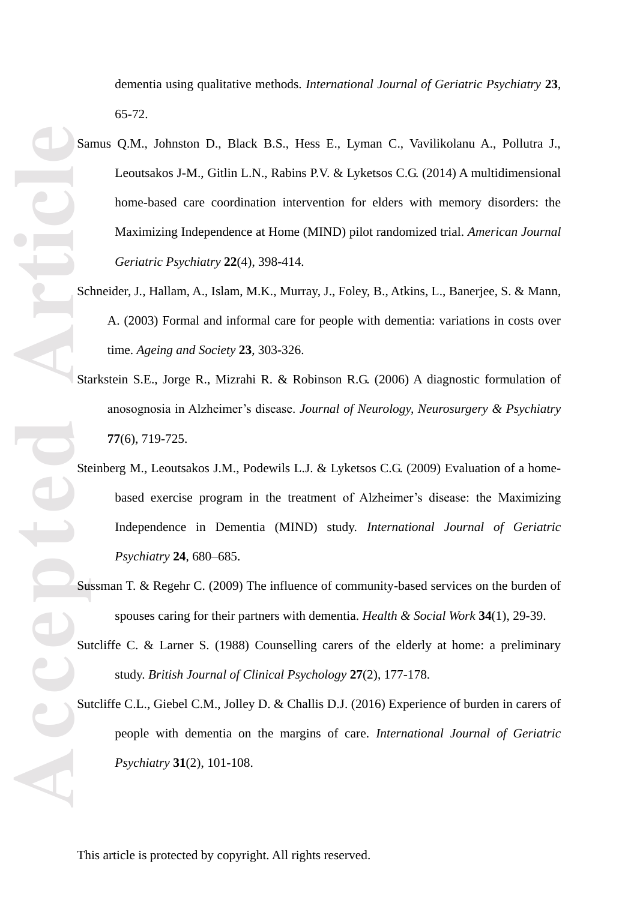dementia using qualitative methods. *International Journal of Geriatric Psychiatry* **23**, 65-72.

Samus Q.M., Johnston D., Black B.S., Hess E., Lyman C., Vavilikolanu A., Pollutra J., Leoutsakos J-M., Gitlin L.N., Rabins P.V. & Lyketsos C.G. (2014) A multidimensional home-based care coordination intervention for elders with memory disorders: the Maximizing Independence at Home (MIND) pilot randomized trial. *American Journal Geriatric Psychiatry* **22**(4), 398-414.

Schneider, J., Hallam, A., Islam, M.K., Murray, J., Foley, B., Atkins, L., Banerjee, S. & Mann, A. (2003) Formal and informal care for people with dementia: variations in costs over time. *Ageing and Society* **23**, 303-326.

Starkstein S.E., Jorge R., Mizrahi R. & Robinson R.G. (2006) A diagnostic formulation of anosognosia in Alzheimer's disease. *Journal of Neurology, Neurosurgery & Psychiatry* **77**(6), 719-725.

Steinberg M., Leoutsakos J.M., Podewils L.J. & Lyketsos C.G. (2009) Evaluation of a home-based exercise program in the treatment of Alzheimer's disease: the Maximizing Independence in Dementia (MIND) study. *International Journal of Geriatric Psychiatry* **24**, 680–685.

Sussman T. & Regehr C. (2009) The influence of community-based services on the burden of spouses caring for their partners with dementia. *Health & Social Work* **34**(1), 29-39.

Sutcliffe C. & Larner S. (1988) Counselling carers of the elderly at home: a preliminary study. *British Journal of Clinical Psychology* **27**(2), 177-178.

Sutcliffe C.L., Giebel C.M., Jolley D. & Challis D.J. (2016) Experience of burden in carers of people with dementia on the margins of care. *International Journal of Geriatric Psychiatry* **31**(2), 101-108.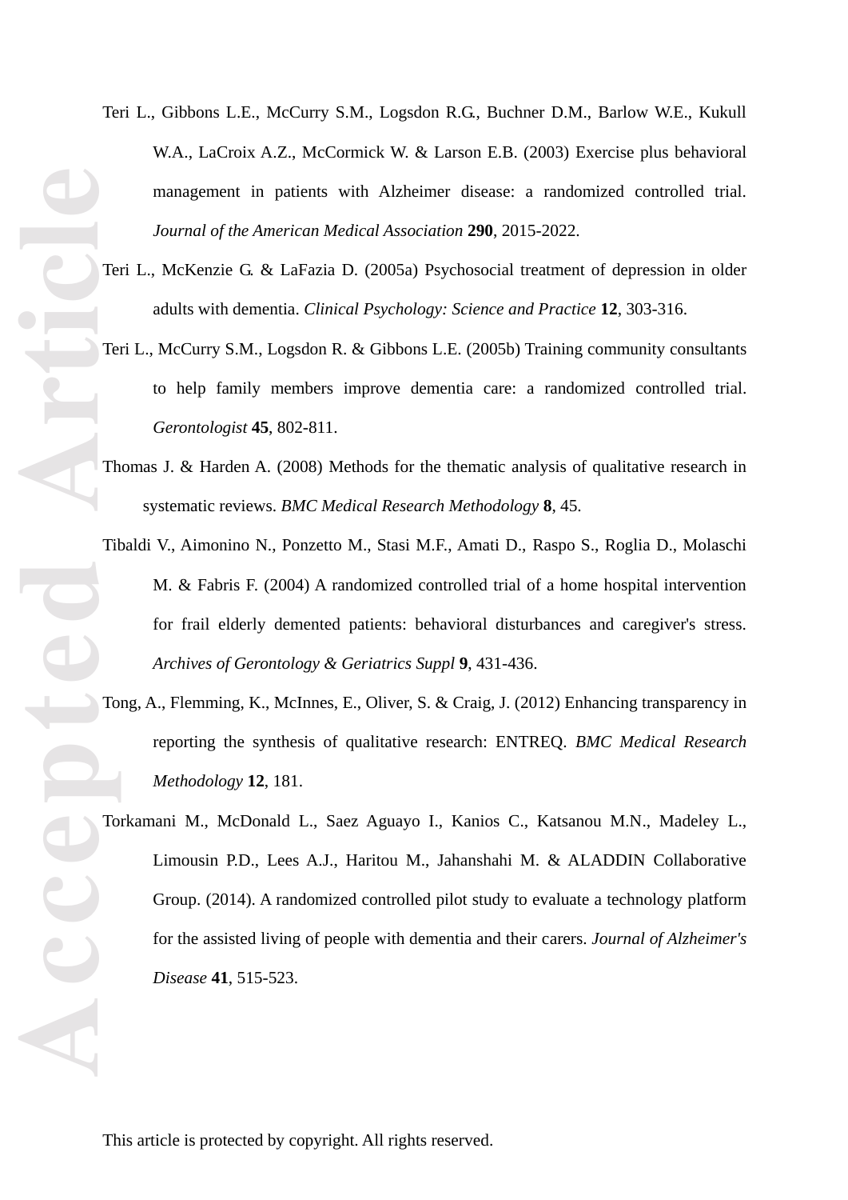Teri L., Gibbons L.E., McCurry S.M., Logsdon R.G., Buchner D.M., Barlow W.E., Kukull W.A., LaCroix A.Z., McCormick W. & Larson E.B. (2003) Exercise plus behavioral management in patients with Alzheimer disease: a randomized controlled trial. *Journal of the American Medical Association* **290**, 2015-2022.

Teri L., McKenzie G. & LaFazia D. (2005a) Psychosocial treatment of depression in older adults with dementia. *Clinical Psychology: Science and Practice* **12**, 303-316.

Teri L., McCurry S.M., Logsdon R. & Gibbons L.E. (2005b) Training community consultants to help family members improve dementia care: a randomized controlled trial. *Gerontologist* **45**, 802-811.

Thomas J. & Harden A. (2008) Methods for the thematic analysis of qualitative research in systematic reviews. *BMC Medical Research Methodology* **8**, 45.

Tibaldi V., Aimonino N., Ponzetto M., Stasi M.F., Amati D., Raspo S., Roglia D., Molaschi M. & Fabris F. (2004) A randomized controlled trial of a home hospital intervention for frail elderly demented patients: behavioral disturbances and caregiver's stress. *Archives of Gerontology & Geriatrics Suppl* **9**, 431-436.

Tong, A., Flemming, K., McInnes, E., Oliver, S. & Craig, J. (2012) Enhancing transparency in reporting the synthesis of qualitative research: ENTREQ. *BMC Medical Research Methodology* **12**, 181.

Torkamani M., McDonald L., Saez Aguayo I., Kanios C., Katsanou M.N., Madeley L., Limousin P.D., Lees A.J., Haritou M., Jahanshahi M. & ALADDIN Collaborative Group. (2014). A randomized controlled pilot study to evaluate a technology platform for the assisted living of people with dementia and their carers. *Journal of Alzheimer's Disease* **41**, 515-523.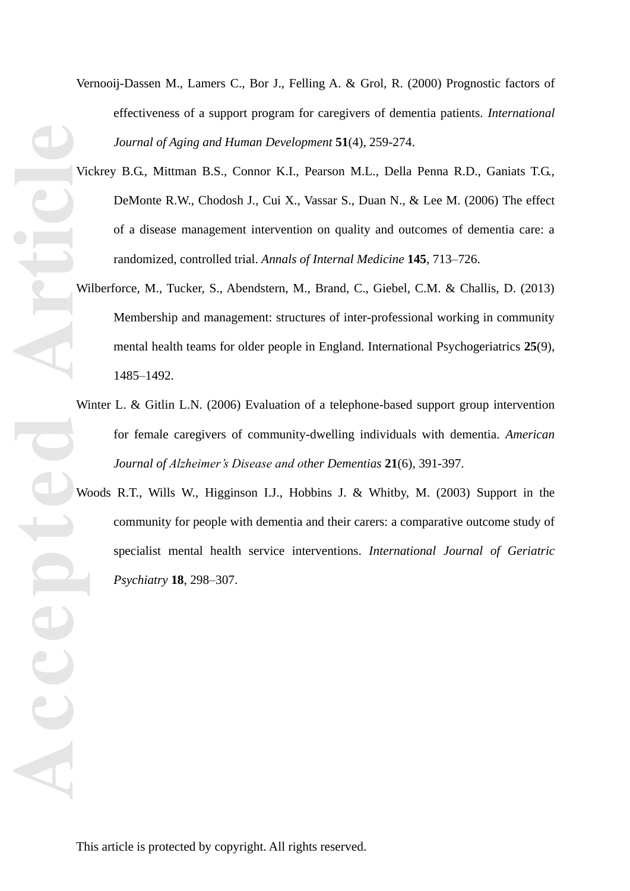Vernooij-Dassen M., Lamers C., Bor J., Felling A. & Grol, R. (2000) Prognostic factors of effectiveness of a support program for caregivers of dementia patients. *International Journal of Aging and Human Development* **51**(4), 259-274.

Vickrey B.G., Mittman B.S., Connor K.I., Pearson M.L., Della Penna R.D., Ganiats T.G., DeMonte R.W., Chodosh J., Cui X., Vassar S., Duan N., & Lee M. (2006) The effect of a disease management intervention on quality and outcomes of dementia care: a randomized, controlled trial. *Annals of Internal Medicine* **145**, 713–726.

Wilberforce, M., Tucker, S., Abendstern, M., Brand, C., Giebel, C.M. & Challis, D. (2013) Membership and management: structures of inter-professional working in community mental health teams for older people in England. International Psychogeriatrics **25**(9), 1485–1492.

Winter L. & Gitlin L.N. (2006) Evaluation of a telephone-based support group intervention for female caregivers of community-dwelling individuals with dementia. *American Journal of Alzheimer's Disease and other Dementias* **21**(6), 391-397.

Woods R.T., Wills W., Higginson I.J., Hobbins J. & Whitby, M. (2003) Support in the community for people with dementia and their carers: a comparative outcome study of specialist mental health service interventions. *International Journal of Geriatric Psychiatry* **18**, 298–307.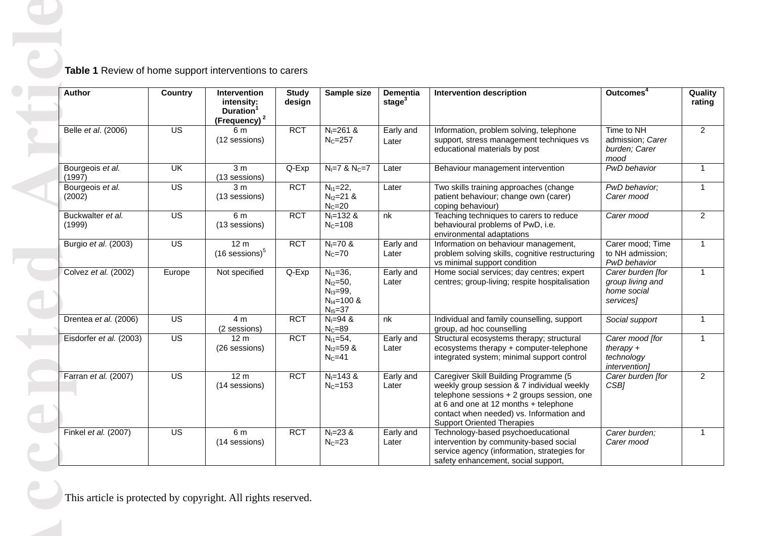**Table 1** Review of home support interventions to carers

| Author | Country | Intervention intensity: Duration[1] (Frequency)[2] | Study design | Sample size | Dementia stage[3] | Intervention description | Outcomes[4] | Quality rating |
|---|---|---|---|---|---|---|---|---|
| Belle *et al*. (2006) | US | 6 m (12 sessions) | RCT | $N_I$=261 & $N_C$=257 | Early and Later | Information, problem solving, telephone support, stress management techniques vs educational materials by post | Time to NH admission; *Carer burden; Carer mood* | 2 |
| Bourgeois *et al.* (1997) | UK | 3 m (13 sessions) | Q-Exp | $N_I$=7 & $N_C$=7 | Later | Behaviour management intervention | *PwD behavior* | 1 |
| Bourgeois *et al.* (2002) | US | 3 m (13 sessions) | RCT | $N_{I1}$=22, $N_{I2}$=21 & $N_C$=20 | Later | Two skills training approaches (change patient behaviour; change own (carer) coping behaviour) | *PwD behavior; Carer mood* | 1 |
| Buckwalter *et al.* (1999) | US | 6 m (13 sessions) | RCT | $N_I$=132 & $N_C$=108 | nk | Teaching techniques to carers to reduce behavioural problems of PwD, i.e. environmental adaptations | *Carer mood* | 2 |
| Burgio *et al*. (2003) | US | 12 m (16 sessions)[5] | RCT | $N_I$=70 & $N_C$=70 | Early and Later | Information on behaviour management, problem solving skills, cognitive restructuring vs minimal support condition | Carer mood; Time to NH admission; *PwD behavior* | 1 |
| Colvez *et al.* (2002) | Europe | Not specified | Q-Exp | $N_{I1}$=36, $N_{I2}$=50, $N_{I3}$=99, $N_{I4}$=100 & $N_{I5}$=37 | Early and Later | Home social services; day centres; expert centres; group-living; respite hospitalisation | *Carer burden [for group living and home social services]* | 1 |
| Drentea *et al.* (2006) | US | 4 m (2 sessions) | RCT | $N_I$=94 & $N_C$=89 | nk | Individual and family counselling, support group, ad hoc counselling | *Social support* | 1 |
| Eisdorfer *et al.* (2003) | US | 12 m (26 sessions) | RCT | $N_{I1}$=54, $N_{I2}$=59 & $N_C$=41 | Early and Later | Structural ecosystems therapy; structural ecosystems therapy + computer-telephone integrated system; minimal support control | *Carer mood [for therapy + technology intervention]* | 1 |
| Farran *et al.* (2007) | US | 12 m (14 sessions) | RCT | $N_I$=143 & $N_C$=153 | Early and Later | Caregiver Skill Building Programme (5 weekly group session & 7 individual weekly telephone sessions + 2 groups session, one at 6 and one at 12 months + telephone contact when needed) vs. Information and Support Oriented Therapies | *Carer burden [for CSB]* | 2 |
| Finkel *et al.* (2007) | US | 6 m (14 sessions) | RCT | $N_I$=23 & $N_C$=23 | Early and Later | Technology-based psychoeducational intervention by community-based social service agency (information, strategies for safety enhancement, social support, | *Carer burden; Carer mood* | 1 |

This article is protected by copyright. All rights reserved.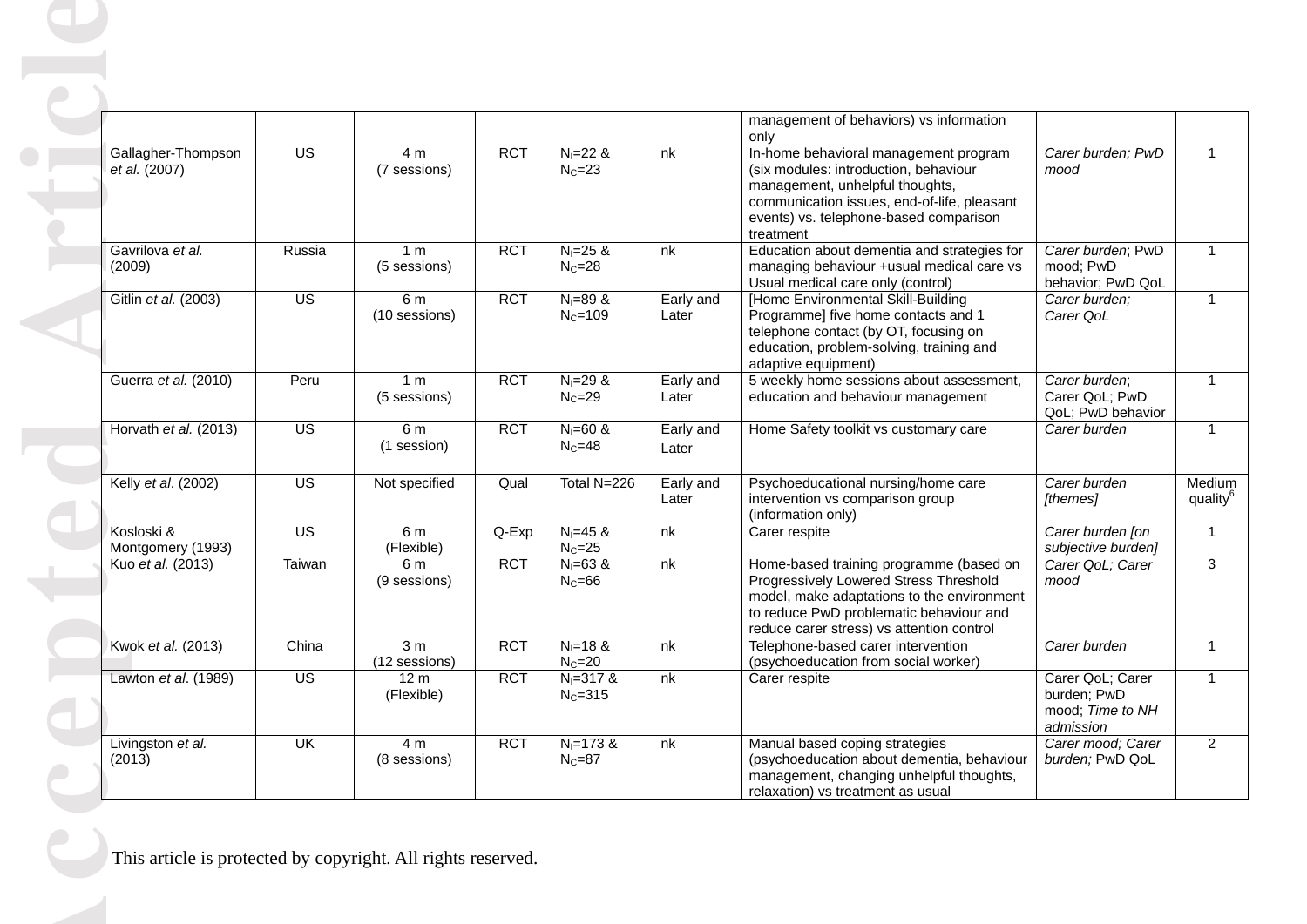| | | | | | | | | |
|---|---|---|---|---|---|---|---|---|
| | | | | | | management of behaviors) vs information only | | |
| Gallagher-Thompson *et al.* (2007) | US | 4 m (7 sessions) | RCT | $N_I$=22 & $N_C$=23 | nk | In-home behavioral management program (six modules: introduction, behaviour management, unhelpful thoughts, communication issues, end-of-life, pleasant events) vs. telephone-based comparison treatment | *Carer burden; PwD mood* | 1 |
| Gavrilova *et al.* (2009) | Russia | 1 m (5 sessions) | RCT | $N_I$=25 & $N_C$=28 | nk | Education about dementia and strategies for managing behaviour +usual medical care vs Usual medical care only (control) | *Carer burden*; PwD mood; PwD behavior; PwD QoL | 1 |
| Gitlin *et al.* (2003) | US | 6 m (10 sessions) | RCT | $N_I$=89 & $N_C$=109 | Early and Later | [Home Environmental Skill-Building Programme] five home contacts and 1 telephone contact (by OT, focusing on education, problem-solving, training and adaptive equipment) | *Carer burden; Carer QoL* | 1 |
| Guerra *et al.* (2010) | Peru | 1 m (5 sessions) | RCT | $N_I$=29 & $N_C$=29 | Early and Later | 5 weekly home sessions about assessment, education and behaviour management | *Carer burden*; Carer QoL; PwD QoL; PwD behavior | 1 |
| Horvath *et al.* (2013) | US | 6 m (1 session) | RCT | $N_I$=60 & $N_C$=48 | Early and Later | Home Safety toolkit vs customary care | *Carer burden* | 1 |
| Kelly *et al*. (2002) | US | Not specified | Qual | Total N=226 | Early and Later | Psychoeducational nursing/home care intervention vs comparison group (information only) | *Carer burden [themes]* | Medium quality[6] |
| Kosloski & Montgomery (1993) | US | 6 m (Flexible) | Q-Exp | $N_I$=45 & $N_C$=25 | nk | Carer respite | *Carer burden [on subjective burden]* | 1 |
| Kuo *et al.* (2013) | Taiwan | 6 m (9 sessions) | RCT | $N_I$=63 & $N_C$=66 | nk | Home-based training programme (based on Progressively Lowered Stress Threshold model, make adaptations to the environment to reduce PwD problematic behaviour and reduce carer stress) vs attention control | *Carer QoL; Carer mood* | 3 |
| Kwok *et al.* (2013) | China | 3 m (12 sessions) | RCT | $N_I$=18 & $N_C$=20 | nk | Telephone-based carer intervention (psychoeducation from social worker) | *Carer burden* | 1 |
| Lawton *et al*. (1989) | US | 12 m (Flexible) | RCT | $N_I$=317 & $N_C$=315 | nk | Carer respite | Carer QoL; Carer burden; PwD mood; *Time to NH admission* | 1 |
| Livingston *et al.* (2013) | UK | 4 m (8 sessions) | RCT | $N_I$=173 & $N_C$=87 | nk | Manual based coping strategies (psychoeducation about dementia, behaviour management, changing unhelpful thoughts, relaxation) vs treatment as usual | *Carer mood; Carer burden;* PwD QoL | 2 |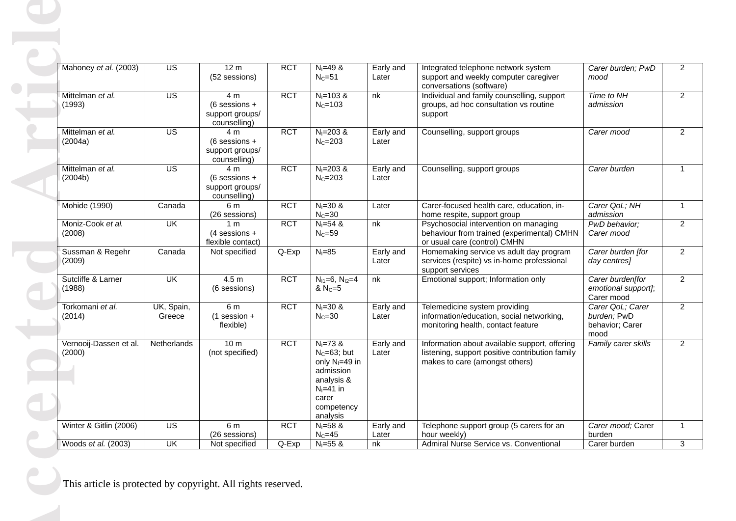| Mahoney *et al.* (2003) | US | 12 m (52 sessions) | RCT | $N_I$=49 & $N_C$=51 | Early and Later | Integrated telephone network system support and weekly computer caregiver conversations (software) | *Carer burden; PwD mood* | 2 |
|---|---|---|---|---|---|---|---|---|
| Mittelman *et al.* (1993) | US | 4 m (6 sessions + support groups/ counselling) | RCT | $N_I$=103 & $N_C$=103 | nk | Individual and family counselling, support groups, ad hoc consultation vs routine support | *Time to NH admission* | 2 |
| Mittelman *et al.* (2004a) | US | 4 m (6 sessions + support groups/ counselling) | RCT | $N_I$=203 & $N_C$=203 | Early and Later | Counselling, support groups | *Carer mood* | 2 |
| Mittelman *et al.* (2004b) | US | 4 m (6 sessions + support groups/ counselling) | RCT | $N_I$=203 & $N_C$=203 | Early and Later | Counselling, support groups | *Carer burden* | 1 |
| Mohide (1990) | Canada | 6 m (26 sessions) | RCT | $N_I$=30 & $N_C$=30 | Later | Carer-focused health care, education, in-home respite, support group | *Carer QoL; NH admission* | 1 |
| Moniz-Cook *et al.* (2008) | UK | 1 m (4 sessions + flexible contact) | RCT | $N_I$=54 & $N_C$=59 | nk | Psychosocial intervention on managing behaviour from trained (experimental) CMHN or usual care (control) CMHN | *PwD behavior; Carer mood* | 2 |
| Sussman & Regehr (2009) | Canada | Not specified | Q-Exp | $N_I$=85 | Early and Later | Homemaking service vs adult day program services (respite) vs in-home professional support services | *Carer burden [for day centres]* | 2 |
| Sutcliffe & Larner (1988) | UK | 4.5 m (6 sessions) | RCT | $N_{I1}$=6, $N_{I2}$=4 & $N_C$=5 | nk | Emotional support; Information only | *Carer burden[for emotional support]*; Carer mood | 2 |
| Torkomani *et al.* (2014) | UK, Spain, Greece | 6 m (1 session + flexible) | RCT | $N_I$=30 & $N_C$=30 | Early and Later | Telemedicine system providing information/education, social networking, monitoring health, contact feature | *Carer QoL; Carer burden;* PwD behavior; Carer mood | 2 |
| Vernooij-Dassen et al. (2000) | Netherlands | 10 m (not specified) | RCT | $N_I$=73 & $N_C$=63; but only $N_I$=49 in admission analysis & $N_I$=41 in carer competency analysis | Early and Later | Information about available support, offering listening, support positive contribution family makes to care (amongst others) | *Family carer skills* | 2 |
| Winter & Gitlin (2006) | US | 6 m (26 sessions) | RCT | $N_I$=58 & $N_C$=45 | Early and Later | Telephone support group (5 carers for an hour weekly) | *Carer mood;* Carer burden | 1 |
| Woods *et al.* (2003) | UK | Not specified | Q-Exp | $N_I$=55 & | nk | Admiral Nurse Service vs. Conventional | Carer burden | 3 |

This article is protected by copyright. All rights reserved.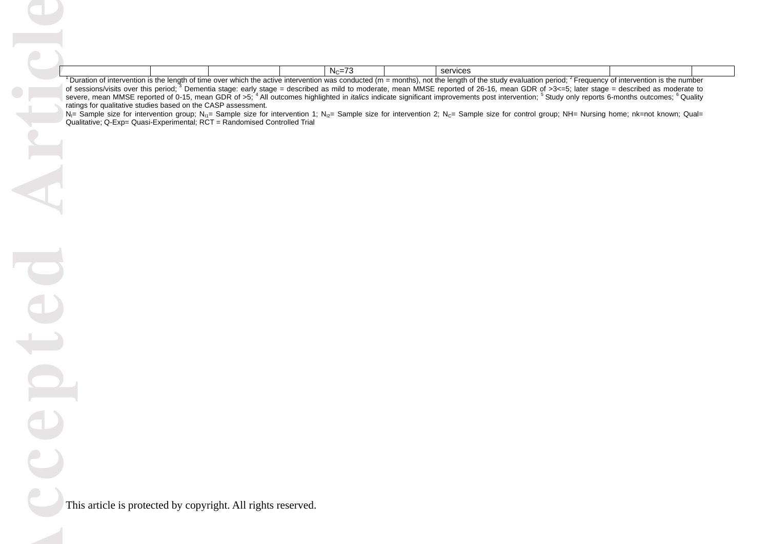|  |  |  |  | $N_C$=73 |  | services |  |  |
|---|---|---|---|---|---|---|---|---|

[1] Duration of intervention is the length of time over which the active intervention was conducted (m = months), not the length of the study evaluation period; [2] Frequency of intervention is the number of sessions/visits over this period; [3] Dementia stage: early stage = described as mild to moderate, mean MMSE reported of 26-16, mean GDR of >3<=5; later stage = described as moderate to severe, mean MMSE reported of 0-15, mean GDR of >5; [4] All outcomes highlighted in *italics* indicate significant improvements post intervention; [5] Study only reports 6-months outcomes; [6] Quality ratings for qualitative studies based on the CASP assessment.

$N_I$= Sample size for intervention group; $N_{I1}$= Sample size for intervention 1; $N_{I2}$= Sample size for intervention 2; $N_C$= Sample size for control group; NH= Nursing home; nk=not known; Qual= Qualitative; Q-Exp= Quasi-Experimental; RCT = Randomised Controlled Trial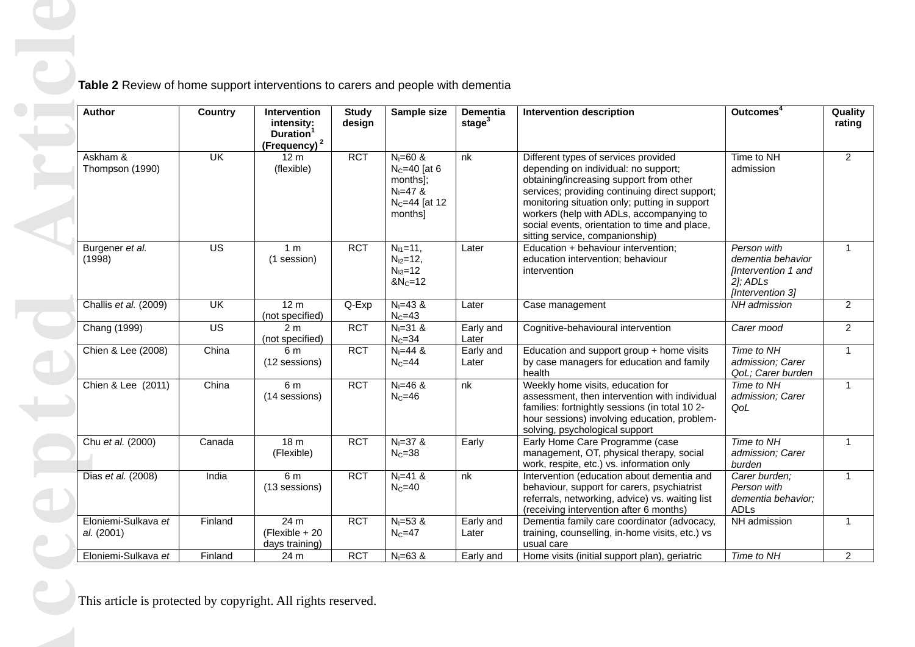**Table 2** Review of home support interventions to carers and people with dementia

| Author | Country | Intervention intensity: Duration[1] (Frequency)[2] | Study design | Sample size | Dementia stage[3] | Intervention description | Outcomes[4] | Quality rating |
|---|---|---|---|---|---|---|---|---|
| Askham & Thompson (1990) | UK | 12 m (flexible) | RCT | $N_I$=60 & $N_C$=40 [at 6 months]; $N_I$=47 & $N_C$=44 [at 12 months] | nk | Different types of services provided depending on individual: no support; obtaining/increasing support from other services; providing continuing direct support; monitoring situation only; putting in support workers (help with ADLs, accompanying to social events, orientation to time and place, sitting service, companionship) | Time to NH admission | 2 |
| Burgener *et al.* (1998) | US | 1 m (1 session) | RCT | $N_{I1}$=11, $N_{I2}$=12, $N_{I3}$=12 & $N_C$=12 | Later | Education + behaviour intervention; education intervention; behaviour intervention | *Person with dementia behavior [Intervention 1 and 2]; ADLs [Intervention 3]* | 1 |
| Challis *et al.* (2009) | UK | 12 m (not specified) | Q-Exp | $N_I$=43 & $N_C$=43 | Later | Case management | *NH admission* | 2 |
| Chang (1999) | US | 2 m (not specified) | RCT | $N_I$=31 & $N_C$=34 | Early and Later | Cognitive-behavioural intervention | *Carer mood* | 2 |
| Chien & Lee (2008) | China | 6 m (12 sessions) | RCT | $N_I$=44 & $N_C$=44 | Early and Later | Education and support group + home visits by case managers for education and family health | *Time to NH admission; Carer QoL; Carer burden* | 1 |
| Chien & Lee (2011) | China | 6 m (14 sessions) | RCT | $N_I$=46 & $N_C$=46 | nk | Weekly home visits, education for assessment, then intervention with individual families: fortnightly sessions (in total 10 2-hour sessions) involving education, problem-solving, psychological support | *Time to NH admission; Carer QoL* | 1 |
| Chu *et al.* (2000) | Canada | 18 m (Flexible) | RCT | $N_I$=37 & $N_C$=38 | Early | Early Home Care Programme (case management, OT, physical therapy, social work, respite, etc.) vs. information only | *Time to NH admission; Carer burden* | 1 |
| Dias *et al.* (2008) | India | 6 m (13 sessions) | RCT | $N_I$=41 & $N_C$=40 | nk | Intervention (education about dementia and behaviour, support for carers, psychiatrist referrals, networking, advice) vs. waiting list (receiving intervention after 6 months) | *Carer burden; Person with dementia behavior;* ADLs | 1 |
| Eloniemi-Sulkava *et al.* (2001) | Finland | 24 m (Flexible + 20 days training) | RCT | $N_I$=53 & $N_C$=47 | Early and Later | Dementia family care coordinator (advocacy, training, counselling, in-home visits, etc.) vs usual care | NH admission | 1 |
| Eloniemi-Sulkava *et* | Finland | 24 m | RCT | $N_I$=63 & | Early and | Home visits (initial support plan), geriatric | *Time to NH* | 2 |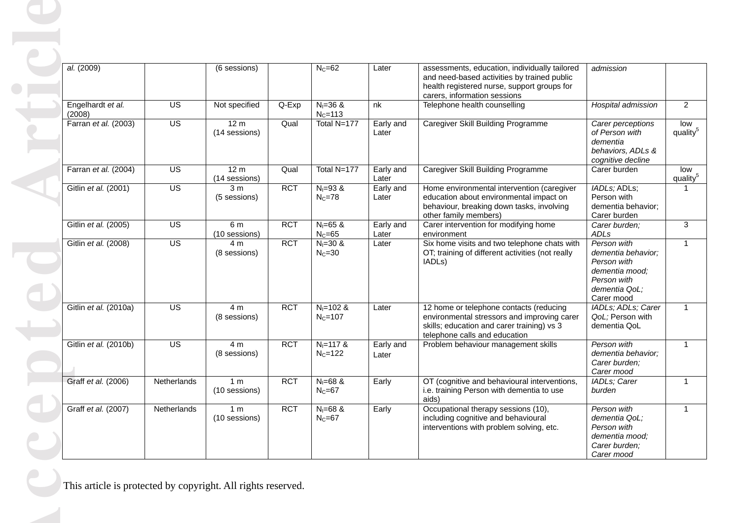| *al.* (2009) | | (6 sessions) | | $N_C$=62 | Later | assessments, education, individually tailored and need-based activities by trained public health registered nurse, support groups for carers, information sessions | *admission* | |
|---|---|---|---|---|---|---|---|---|
| Engelhardt *et al.* (2008) | US | Not specified | Q-Exp | $N_I$=36 & $N_C$=113 | nk | Telephone health counselling | *Hospital admission* | 2 |
| Farran *et al.* (2003) | US | 12 m (14 sessions) | Qual | Total N=177 | Early and Later | Caregiver Skill Building Programme | *Carer perceptions of Person with dementia behaviors, ADLs & cognitive decline* | low quality[5] |
| Farran *et al.* (2004) | US | 12 m (14 sessions) | Qual | Total N=177 | Early and Later | Caregiver Skill Building Programme | Carer burden | low quality[5] |
| Gitlin *et al.* (2001) | US | 3 m (5 sessions) | RCT | $N_I$=93 & $N_C$=78 | Early and Later | Home environmental intervention (caregiver education about environmental impact on behaviour, breaking down tasks, involving other family members) | *IADLs;* ADLs; Person with dementia behavior; Carer burden | 1 |
| Gitlin *et al.* (2005) | US | 6 m (10 sessions) | RCT | $N_I$=65 & $N_C$=65 | Early and Later | Carer intervention for modifying home environment | *Carer burden; ADLs* | 3 |
| Gitlin *et al.* (2008) | US | 4 m (8 sessions) | RCT | $N_I$=30 & $N_C$=30 | Later | Six home visits and two telephone chats with OT; training of different activities (not really IADLs) | *Person with dementia behavior; Person with dementia mood; Person with dementia QoL;* Carer mood | 1 |
| Gitlin *et al.* (2010a) | US | 4 m (8 sessions) | RCT | $N_I$=102 & $N_C$=107 | Later | 12 home or telephone contacts (reducing environmental stressors and improving carer skills; education and carer training) vs 3 telephone calls and education | *IADLs; ADLs; Carer QoL;* Person with dementia QoL | 1 |
| Gitlin *et al.* (2010b) | US | 4 m (8 sessions) | RCT | $N_I$=117 & $N_C$=122 | Early and Later | Problem behaviour management skills | *Person with dementia behavior; Carer burden; Carer mood* | 1 |
| Graff *et al.* (2006) | Netherlands | 1 m (10 sessions) | RCT | $N_I$=68 & $N_C$=67 | Early | OT (cognitive and behavioural interventions, i.e. training Person with dementia to use aids) | *IADLs; Carer burden* | 1 |
| Graff *et al.* (2007) | Netherlands | 1 m (10 sessions) | RCT | $N_I$=68 & $N_C$=67 | Early | Occupational therapy sessions (10), including cognitive and behavioural interventions with problem solving, etc. | *Person with dementia QoL; Person with dementia mood; Carer burden; Carer mood* | 1 |

This article is protected by copyright. All rights reserved.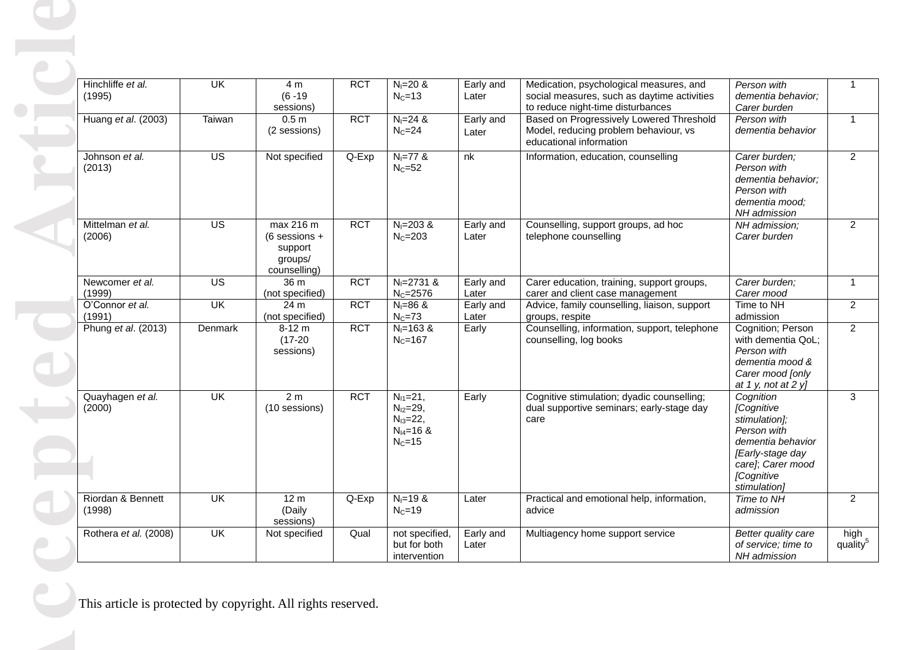| | | | | | | | | |
|---|---|---|---|---|---|---|---|---|
| Hinchliffe *et al.* (1995) | UK | 4 m (6 -19 sessions) | RCT | $N_I$=20 & $N_C$=13 | Early and Later | Medication, psychological measures, and social measures, such as daytime activities to reduce night-time disturbances | *Person with dementia behavior; Carer burden* | 1 |
| Huang *et al*. (2003) | Taiwan | 0.5 m (2 sessions) | RCT | $N_I$=24 & $N_C$=24 | Early and Later | Based on Progressively Lowered Threshold Model, reducing problem behaviour, vs educational information | *Person with dementia behavior* | 1 |
| Johnson *et al.* (2013) | US | Not specified | Q-Exp | $N_I$=77 & $N_C$=52 | nk | Information, education, counselling | *Carer burden; Person with dementia behavior; Person with dementia mood; NH admission* | 2 |
| Mittelman *et al.* (2006) | US | max 216 m (6 sessions + support groups/ counselling) | RCT | $N_I$=203 & $N_C$=203 | Early and Later | Counselling, support groups, ad hoc telephone counselling | *NH admission; Carer burden* | 2 |
| Newcomer *et al.* (1999) | US | 36 m (not specified) | RCT | $N_I$=2731 & $N_C$=2576 | Early and Later | Carer education, training, support groups, carer and client case management | *Carer burden; Carer mood* | 1 |
| O'Connor *et al.* (1991) | UK | 24 m (not specified) | RCT | $N_I$=86 & $N_C$=73 | Early and Later | Advice, family counselling, liaison, support groups, respite | Time to NH admission | 2 |
| Phung *et al*. (2013) | Denmark | 8-12 m (17-20 sessions) | RCT | $N_I$=163 & $N_C$=167 | Early | Counselling, information, support, telephone counselling, log books | Cognition; Person with dementia QoL; *Person with dementia mood & Carer mood [only at 1 y, not at 2 y]* | 2 |
| Quayhagen *et al.* (2000) | UK | 2 m (10 sessions) | RCT | $N_{I1}$=21, $N_{I2}$=29, $N_{I3}$=22, $N_{I4}$=16 & $N_C$=15 | Early | Cognitive stimulation; dyadic counselling; dual supportive seminars; early-stage day care | *Cognition [Cognitive stimulation]; Person with dementia behavior [Early-stage day care]; Carer mood [Cognitive stimulation]* | 3 |
| Riordan & Bennett (1998) | UK | 12 m (Daily sessions) | Q-Exp | $N_I$=19 & $N_C$=19 | Later | Practical and emotional help, information, advice | *Time to NH admission* | 2 |
| Rothera *et al.* (2008) | UK | Not specified | Qual | not specified, but for both intervention | Early and Later | Multiagency home support service | *Better quality care of service; time to NH admission* | high quality[5] |

This article is protected by copyright. All rights reserved.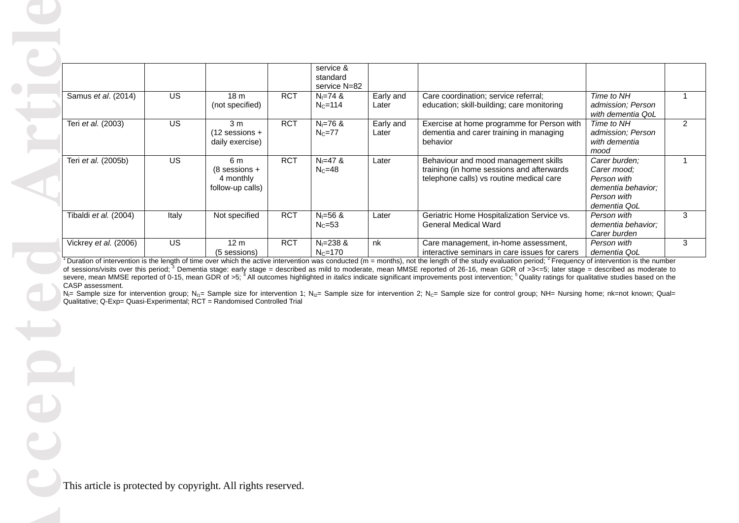|  |  |  |  | service & standard service N=82 |  |  |  |  |
| --- | --- | --- | --- | --- | --- | --- | --- | --- |
| Samus *et al*. (2014) | US | 18 m (not specified) | RCT | $N_I$=74 & $N_C$=114 | Early and Later | Care coordination; service referral; education; skill-building; care monitoring | *Time to NH admission; Person with dementia QoL* | 1 |
| Teri *et al.* (2003) | US | 3 m (12 sessions + daily exercise) | RCT | $N_I$=76 & $N_C$=77 | Early and Later | Exercise at home programme for Person with dementia and carer training in managing behavior | *Time to NH admission; Person with dementia mood* | 2 |
| Teri *et al.* (2005b) | US | 6 m (8 sessions + 4 monthly follow-up calls) | RCT | $N_I$=47 & $N_C$=48 | Later | Behaviour and mood management skills training (in home sessions and afterwards telephone calls) vs routine medical care | *Carer burden; Carer mood; Person with dementia behavior; Person with dementia QoL* | 1 |
| Tibaldi *et al.* (2004) | Italy | Not specified | RCT | $N_I$=56 & $N_C$=53 | Later | Geriatric Home Hospitalization Service vs. General Medical Ward | *Person with dementia behavior; Carer burden* | 3 |
| Vickrey *et al.* (2006) | US | 12 m (5 sessions) | RCT | $N_I$=238 & $N_C$=170 | nk | Care management, in-home assessment, interactive seminars in care issues for carers | *Person with dementia QoL* | 3 |

[1] Duration of intervention is the length of time over which the active intervention was conducted (m = months), not the length of the study evaluation period; [2] Frequency of intervention is the number of sessions/visits over this period; [3] Dementia stage: early stage = described as mild to moderate, mean MMSE reported of 26-16, mean GDR of >3<=5; later stage = described as moderate to severe, mean MMSE reported of 0-15, mean GDR of >5; [4] All outcomes highlighted in *italics* indicate significant improvements post intervention; [5] Quality ratings for qualitative studies based on the CASP assessment.

$N_I$= Sample size for intervention group; $N_{I1}$= Sample size for intervention 1; $N_{I2}$= Sample size for intervention 2; $N_C$= Sample size for control group; NH= Nursing home; nk=not known; Qual= Qualitative; Q-Exp= Quasi-Experimental; RCT = Randomised Controlled Trial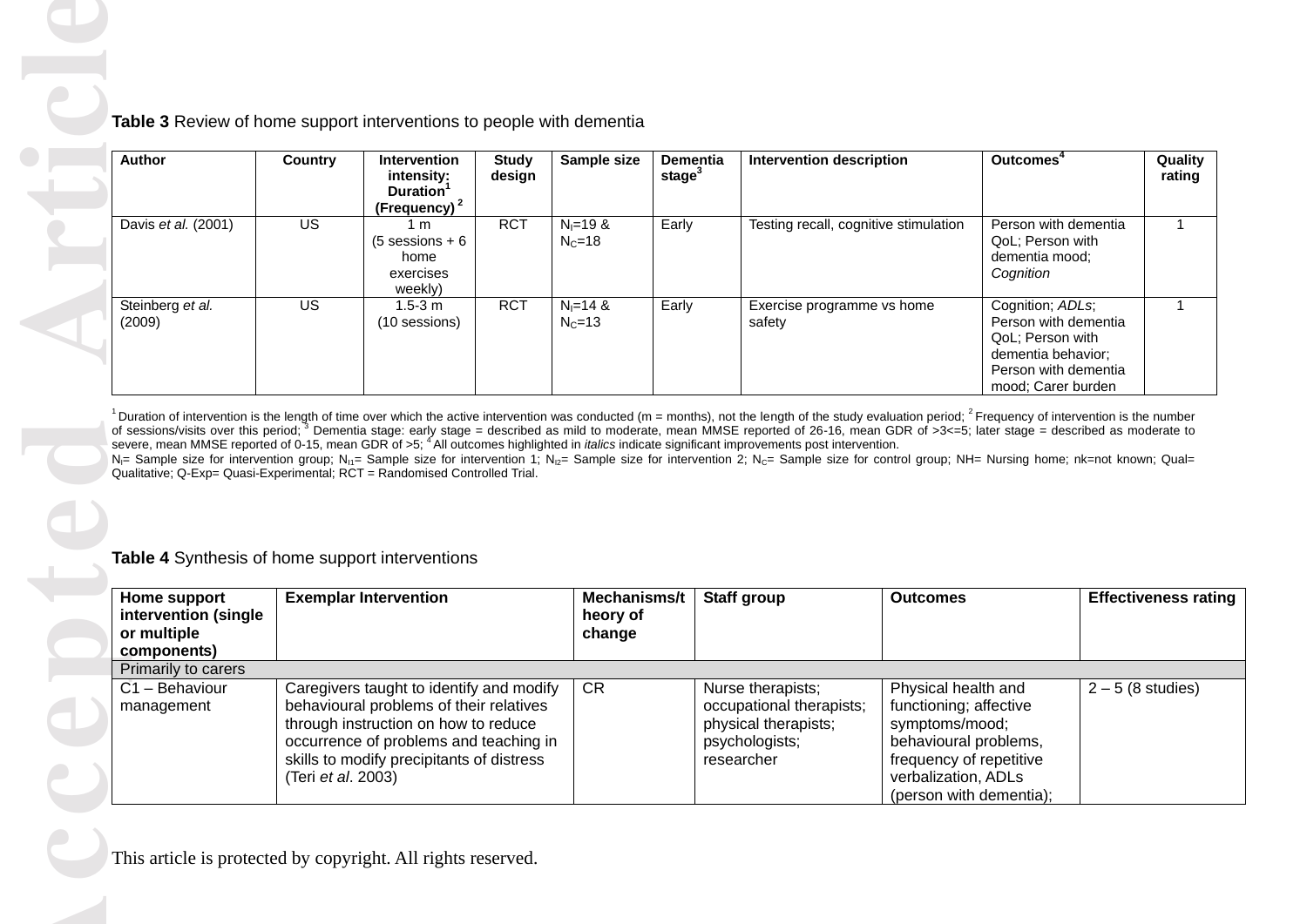**Table 3** Review of home support interventions to people with dementia

| Author | Country | Intervention intensity: Duration[1] (Frequency)[2] | Study design | Sample size | Dementia stage[3] | Intervention description | Outcomes[4] | Quality rating |
|---|---|---|---|---|---|---|---|---|
| Davis *et al.* (2001) | US | 1 m (5 sessions + 6 home exercises weekly) | RCT | $N_I$=19 & $N_C$=18 | Early | Testing recall, cognitive stimulation | Person with dementia QoL; Person with dementia mood; *Cognition* | 1 |
| Steinberg *et al.* (2009) | US | 1.5-3 m (10 sessions) | RCT | $N_I$=14 & $N_C$=13 | Early | Exercise programme vs home safety | Cognition; *ADLs*; Person with dementia QoL; Person with dementia behavior; Person with dementia mood; Carer burden | 1 |

[1] Duration of intervention is the length of time over which the active intervention was conducted (m = months), not the length of the study evaluation period; [2] Frequency of intervention is the number of sessions/visits over this period; [3] Dementia stage: early stage = described as mild to moderate, mean MMSE reported of 26-16, mean GDR of >3<=5; later stage = described as moderate to severe, mean MMSE reported of 0-15, mean GDR of >5; [4] All outcomes highlighted in *italics* indicate significant improvements post intervention.
$N_I$= Sample size for intervention group; $N_{I1}$= Sample size for intervention 1; $N_{I2}$= Sample size for intervention 2; $N_C$= Sample size for control group; NH= Nursing home; nk=not known; Qual= Qualitative; Q-Exp= Quasi-Experimental; RCT = Randomised Controlled Trial.

**Table 4** Synthesis of home support interventions

| Home support intervention (single or multiple components) | Exemplar Intervention | Mechanisms/theory of change | Staff group | Outcomes | Effectiveness rating |
|---|---|---|---|---|---|
| Primarily to carers | | | | | |
| C1 – Behaviour management | Caregivers taught to identify and modify behavioural problems of their relatives through instruction on how to reduce occurrence of problems and teaching in skills to modify precipitants of distress (Teri *et al*. 2003) | CR | Nurse therapists; occupational therapists; physical therapists; psychologists; researcher | Physical health and functioning; affective symptoms/mood; behavioural problems, frequency of repetitive verbalization, ADLs (person with dementia); | 2 – 5 (8 studies) |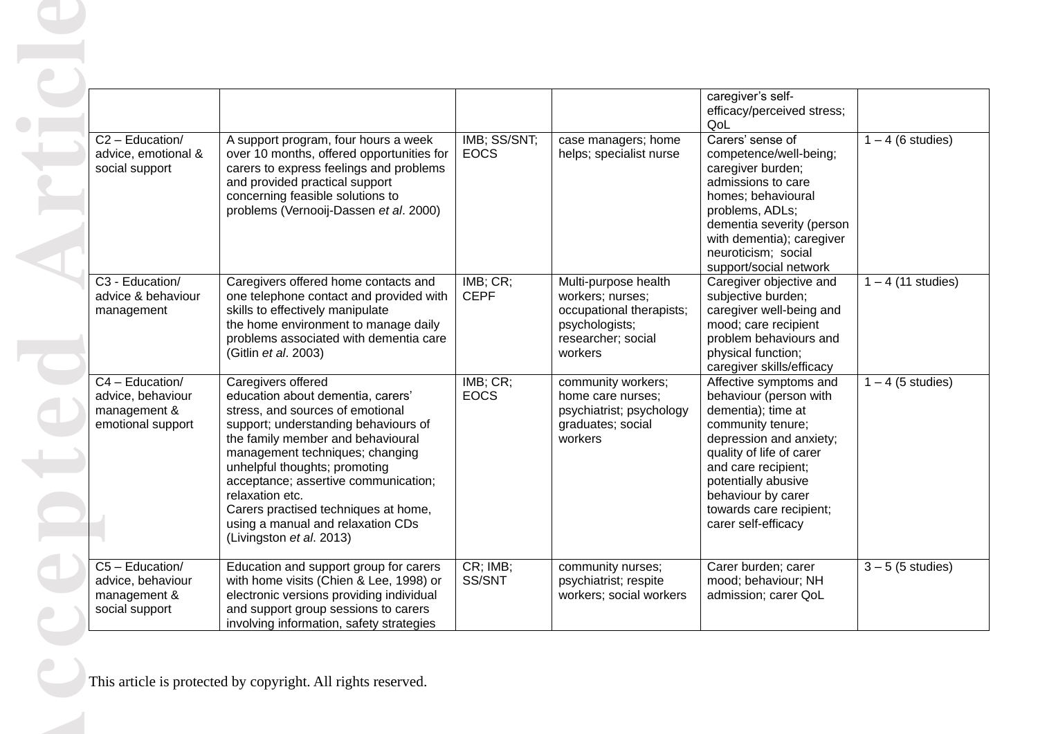| | | | | caregiver's self-efficacy/perceived stress; QoL | |
|---|---|---|---|---|---|
| C2 – Education/ advice, emotional & social support | A support program, four hours a week over 10 months, offered opportunities for carers to express feelings and problems and provided practical support concerning feasible solutions to problems (Vernooij-Dassen *et al*. 2000) | IMB; SS/SNT; EOCS | case managers; home helps; specialist nurse | Carers' sense of competence/well-being; caregiver burden; admissions to care homes; behavioural problems, ADLs; dementia severity (person with dementia); caregiver neuroticism; social support/social network | 1 – 4 (6 studies) |
| C3 - Education/ advice & behaviour management | Caregivers offered home contacts and one telephone contact and provided with skills to effectively manipulate the home environment to manage daily problems associated with dementia care (Gitlin *et al*. 2003) | IMB; CR; CEPF | Multi-purpose health workers; nurses; occupational therapists; psychologists; researcher; social workers | Caregiver objective and subjective burden; caregiver well-being and mood; care recipient problem behaviours and physical function; caregiver skills/efficacy | 1 – 4 (11 studies) |
| C4 – Education/ advice, behaviour management & emotional support | Caregivers offered education about dementia, carers' stress, and sources of emotional support; understanding behaviours of the family member and behavioural management techniques; changing unhelpful thoughts; promoting acceptance; assertive communication; relaxation etc. Carers practised techniques at home, using a manual and relaxation CDs (Livingston *et al*. 2013) | IMB; CR; EOCS | community workers; home care nurses; psychiatrist; psychology graduates; social workers | Affective symptoms and behaviour (person with dementia); time at community tenure; depression and anxiety; quality of life of carer and care recipient; potentially abusive behaviour by carer towards care recipient; carer self-efficacy | 1 – 4 (5 studies) |
| C5 – Education/ advice, behaviour management & social support | Education and support group for carers with home visits (Chien & Lee, 1998) or electronic versions providing individual and support group sessions to carers involving information, safety strategies | CR; IMB; SS/SNT | community nurses; psychiatrist; respite workers; social workers | Carer burden; carer mood; behaviour; NH admission; carer QoL | 3 – 5 (5 studies) |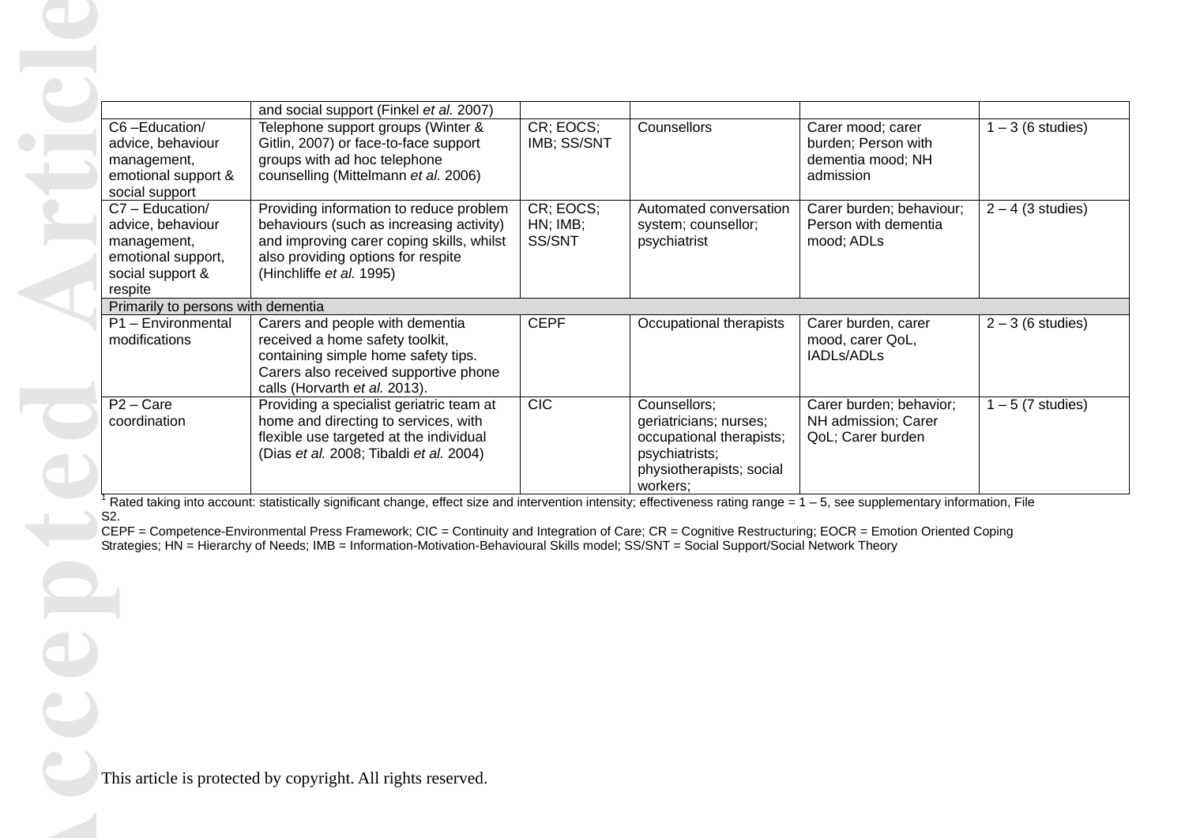| | | | | | |
|---|---|---|---|---|---|
| | and social support (Finkel *et al.* 2007) | | | | |
| C6 –Education/ advice, behaviour management, emotional support & social support | Telephone support groups (Winter & Gitlin, 2007) or face-to-face support groups with ad hoc telephone counselling (Mittelmann *et al.* 2006) | CR; EOCS; IMB; SS/SNT | Counsellors | Carer mood; carer burden; Person with dementia mood; NH admission | 1 – 3 (6 studies) |
| C7 – Education/ advice, behaviour management, emotional support, social support & respite | Providing information to reduce problem behaviours (such as increasing activity) and improving carer coping skills, whilst also providing options for respite (Hinchliffe *et al.* 1995) | CR; EOCS; HN; IMB; SS/SNT | Automated conversation system; counsellor; psychiatrist | Carer burden; behaviour; Person with dementia mood; ADLs | 2 – 4 (3 studies) |
| Primarily to persons with dementia | | | | | |
| P1 – Environmental modifications | Carers and people with dementia received a home safety toolkit, containing simple home safety tips. Carers also received supportive phone calls (Horvarth *et al.* 2013). | CEPF | Occupational therapists | Carer burden, carer mood, carer QoL, IADLs/ADLs | 2 – 3 (6 studies) |
| P2 – Care coordination | Providing a specialist geriatric team at home and directing to services, with flexible use targeted at the individual (Dias *et al.* 2008; Tibaldi *et al.* 2004) | CIC | Counsellors; geriatricians; nurses; occupational therapists; psychiatrists; physiotherapists; social workers; | Carer burden; behavior; NH admission; Carer QoL; Carer burden | 1 – 5 (7 studies) |

[1] Rated taking into account: statistically significant change, effect size and intervention intensity; effectiveness rating range = 1 – 5, see supplementary information, File S2.

CEPF = Competence-Environmental Press Framework; CIC = Continuity and Integration of Care; CR = Cognitive Restructuring; EOCR = Emotion Oriented Coping Strategies; HN = Hierarchy of Needs; IMB = Information-Motivation-Behavioural Skills model; SS/SNT = Social Support/Social Network Theory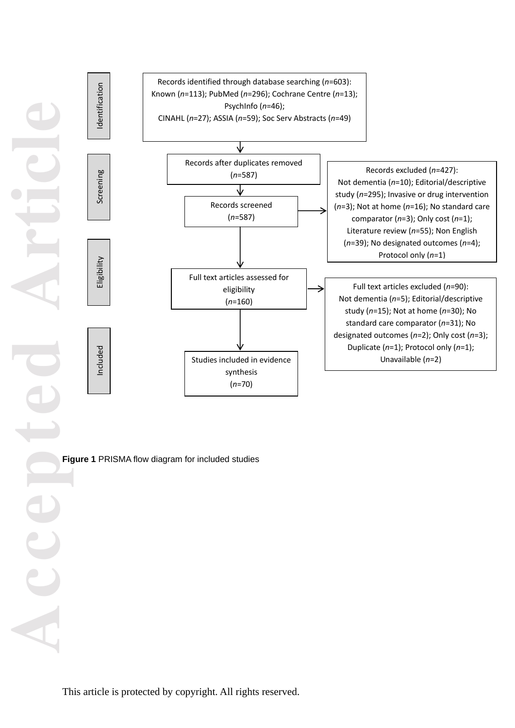Identification

Records identified through database searching (*n*=603): Known (*n*=113); PubMed (*n*=296); Cochrane Centre (*n*=13); PsychInfo (*n*=46); CINAHL (*n*=27); ASSIA (*n*=59); Soc Serv Abstracts (*n*=49)

Screening

Records after duplicates removed (*n*=587)

Records screened (*n*=587)

Records excluded (*n*=427): Not dementia (*n*=10); Editorial/descriptive study (*n*=295); Invasive or drug intervention (*n*=3); Not at home (*n*=16); No standard care comparator (*n*=3); Only cost (*n*=1); Literature review (*n*=55); Non English (*n*=39); No designated outcomes (*n*=4); Protocol only (*n*=1)

Eligibility

Full text articles assessed for eligibility (*n*=160)

Full text articles excluded (*n*=90): Not dementia (*n*=5); Editorial/descriptive study (*n*=15); Not at home (*n*=30); No standard care comparator (*n*=31); No designated outcomes (*n*=2); Only cost (*n*=3); Duplicate (*n*=1); Protocol only (*n*=1); Unavailable (*n*=2)

Included

Studies included in evidence synthesis (*n*=70)

**Figure 1** PRISMA flow diagram for included studies